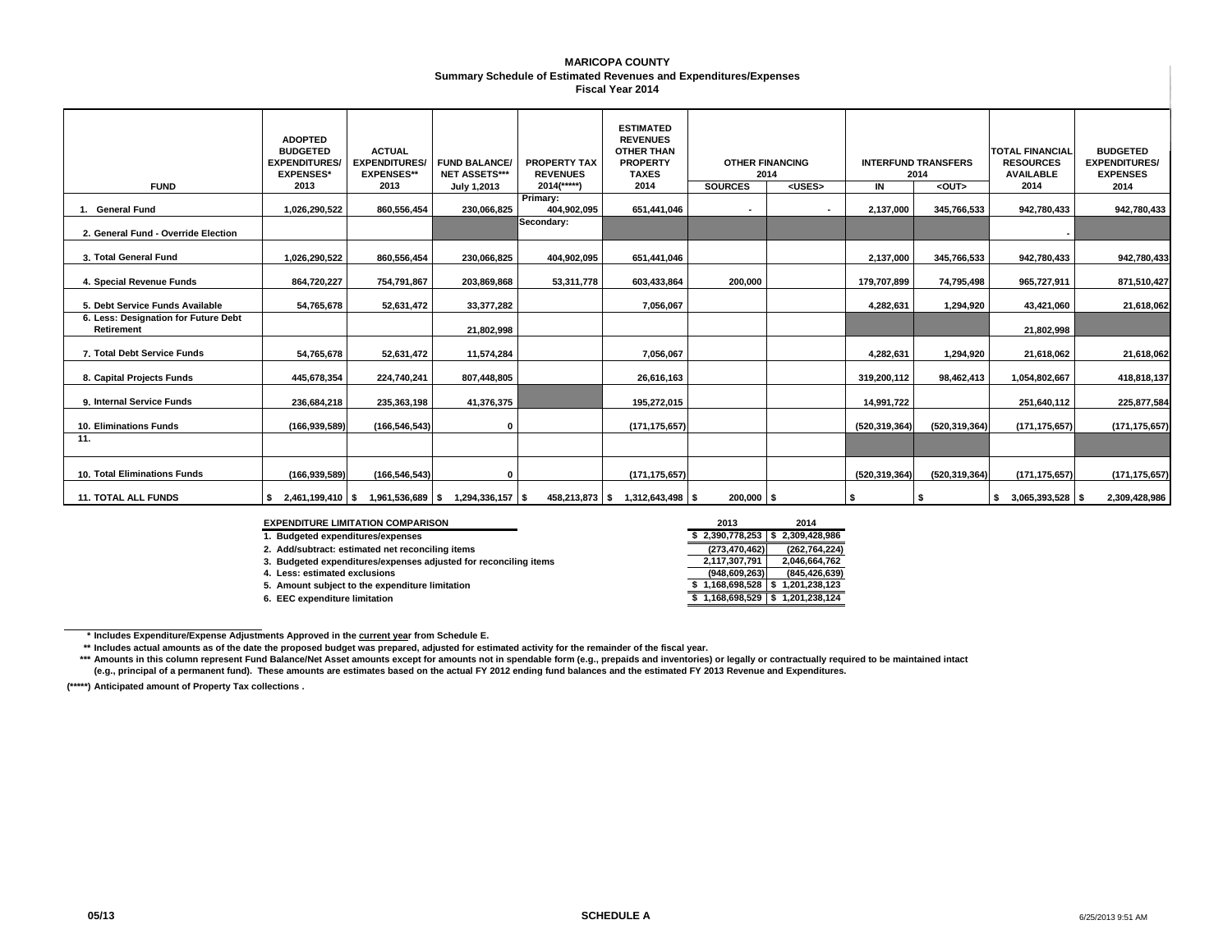# MARICOPA COUNTY

## Summary Schedule of Estimated Revenues and Expenditures/Expenses

### Fiscal Year 2014

| FUND | ADOPTED BUDGETED EXPENDITURES/ EXPENSES* 2013 | ACTUAL EXPENDITURES/ EXPENSES** 2013 | FUND BALANCE/ NET ASSETS*** July 1,2013 | PROPERTY TAX REVENUES 2014(*****) | ESTIMATED REVENUES OTHER THAN PROPERTY TAXES 2014 | OTHER FINANCING 2014 | | INTERFUND TRANSFERS 2014 | | TOTAL FINANCIAL RESOURCES AVAILABLE 2014 | BUDGETED EXPENDITURES/ EXPENSES 2014 |
|---|---|---|---|---|---|---|---|---|---|---|---|
| | | | | | | SOURCES | <USES> | IN | <OUT> | | |
| 1. General Fund | 1,026,290,522 | 860,556,454 | 230,066,825 | Primary: 404,902,095 | 651,441,046 | - | - | 2,137,000 | 345,766,533 | 942,780,433 | 942,780,433 |
| 2. General Fund - Override Election | | | | Secondary: | | | | | | - | |
| 3. Total General Fund | 1,026,290,522 | 860,556,454 | 230,066,825 | 404,902,095 | 651,441,046 | | | 2,137,000 | 345,766,533 | 942,780,433 | 942,780,433 |
| 4. Special Revenue Funds | 864,720,227 | 754,791,867 | 203,869,868 | 53,311,778 | 603,433,864 | 200,000 | | 179,707,899 | 74,795,498 | 965,727,911 | 871,510,427 |
| 5. Debt Service Funds Available | 54,765,678 | 52,631,472 | 33,377,282 | | 7,056,067 | | | 4,282,631 | 1,294,920 | 43,421,060 | 21,618,062 |
| 6. Less: Designation for Future Debt Retirement | | | 21,802,998 | | | | | | | 21,802,998 | |
| 7. Total Debt Service Funds | 54,765,678 | 52,631,472 | 11,574,284 | | 7,056,067 | | | 4,282,631 | 1,294,920 | 21,618,062 | 21,618,062 |
| 8. Capital Projects Funds | 445,678,354 | 224,740,241 | 807,448,805 | | 26,616,163 | | | 319,200,112 | 98,462,413 | 1,054,802,667 | 418,818,137 |
| 9. Internal Service Funds | 236,684,218 | 235,363,198 | 41,376,375 | | 195,272,015 | | | 14,991,722 | | 251,640,112 | 225,877,584 |
| 10. Eliminations Funds | (166,939,589) | (166,546,543) | 0 | | (171,175,657) | | | (520,319,364) | (520,319,364) | (171,175,657) | (171,175,657) |
| 11. | | | | | | | | | | | |
| 10. Total Eliminations Funds | (166,939,589) | (166,546,543) | 0 | | (171,175,657) | | | (520,319,364) | (520,319,364) | (171,175,657) | (171,175,657) |
| 11. TOTAL ALL FUNDS | $ 2,461,199,410 | $ 1,961,536,689 | $ 1,294,336,157 | $ 458,213,873 | $ 1,312,643,498 | $ 200,000 | $ | $ | $ | $ 3,065,393,528 | $ 2,309,428,986 |

| EXPENDITURE LIMITATION COMPARISON | 2013 | 2014 |
|---|---|---|
| 1. Budgeted expenditures/expenses | $ 2,390,778,253 | $ 2,309,428,986 |
| 2. Add/subtract: estimated net reconciling items | (273,470,462) | (262,764,224) |
| 3. Budgeted expenditures/expenses adjusted for reconciling items | 2,117,307,791 | 2,046,664,762 |
| 4. Less: estimated exclusions | (948,609,263) | (845,426,639) |
| 5. Amount subject to the expenditure limitation | $ 1,168,698,528 | $ 1,201,238,123 |
| 6. EEC expenditure limitation | $ 1,168,698,529 | $ 1,201,238,124 |

\* Includes Expenditure/Expense Adjustments Approved in the current year from Schedule E.

\** Includes actual amounts as of the date the proposed budget was prepared, adjusted for estimated activity for the remainder of the fiscal year.

\*** Amounts in this column represent Fund Balance/Net Asset amounts except for amounts not in spendable form (e.g., prepaids and inventories) or legally or contractually required to be maintained intact (e.g., principal of a permanent fund). These amounts are estimates based on the actual FY 2012 ending fund balances and the estimated FY 2013 Revenue and Expenditures.

(*****) Anticipated amount of Property Tax collections .

05/13 SCHEDULE A 6/25/2013 9:51 AM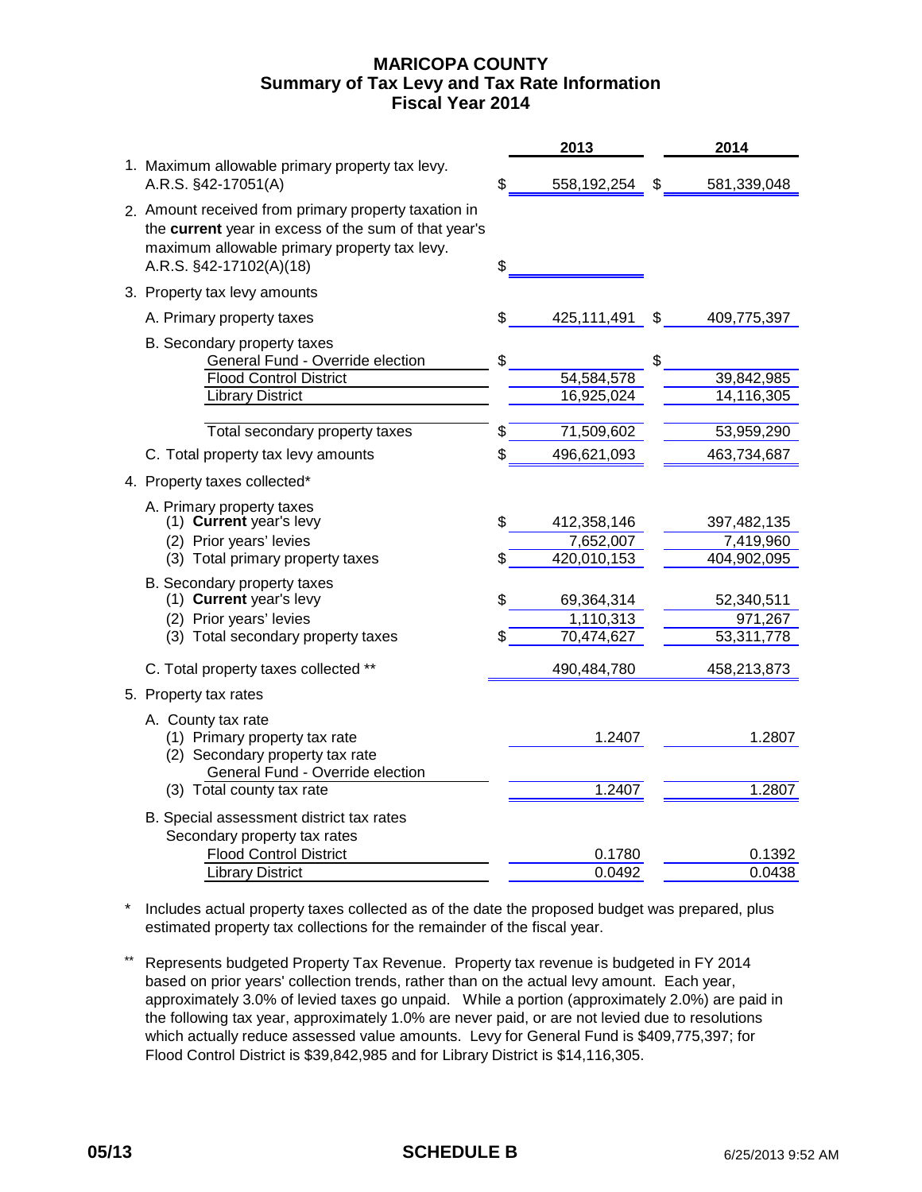# MARICOPA COUNTY
## Summary of Tax Levy and Tax Rate Information
## Fiscal Year 2014

| | | 2013 | | 2014 |
|---|---|---|---|---|
| 1. Maximum allowable primary property tax levy. A.R.S. §42-17051(A) | $ | 558,192,254 | $ | 581,339,048 |
| 2. Amount received from primary property taxation in the **current** year in excess of the sum of that year's maximum allowable primary property tax levy. A.R.S. §42-17102(A)(18) | $ | | | |
| 3. Property tax levy amounts | | | | |
| A. Primary property taxes | $ | 425,111,491 | $ | 409,775,397 |
| B. Secondary property taxes | | | | |
| General Fund - Override election | $ | | $ | |
| Flood Control District | | 54,584,578 | | 39,842,985 |
| Library District | | 16,925,024 | | 14,116,305 |
| Total secondary property taxes | $ | 71,509,602 | | 53,959,290 |
| C. Total property tax levy amounts | $ | 496,621,093 | | 463,734,687 |
| 4. Property taxes collected* | | | | |
| A. Primary property taxes | | | | |
| (1) **Current** year's levy | $ | 412,358,146 | | 397,482,135 |
| (2) Prior years' levies | | 7,652,007 | | 7,419,960 |
| (3) Total primary property taxes | $ | 420,010,153 | | 404,902,095 |
| B. Secondary property taxes | | | | |
| (1) **Current** year's levy | $ | 69,364,314 | | 52,340,511 |
| (2) Prior years' levies | | 1,110,313 | | 971,267 |
| (3) Total secondary property taxes | $ | 70,474,627 | | 53,311,778 |
| C. Total property taxes collected ** | | 490,484,780 | | 458,213,873 |
| 5. Property tax rates | | | | |
| A. County tax rate | | | | |
| (1) Primary property tax rate | | 1.2407 | | 1.2807 |
| (2) Secondary property tax rate | | | | |
| General Fund - Override election | | | | |
| (3) Total county tax rate | | 1.2407 | | 1.2807 |
| B. Special assessment district tax rates | | | | |
| Secondary property tax rates | | | | |
| Flood Control District | | 0.1780 | | 0.1392 |
| Library District | | 0.0492 | | 0.0438 |

\* Includes actual property taxes collected as of the date the proposed budget was prepared, plus estimated property tax collections for the remainder of the fiscal year.

\*\* Represents budgeted Property Tax Revenue. Property tax revenue is budgeted in FY 2014 based on prior years' collection trends, rather than on the actual levy amount. Each year, approximately 3.0% of levied taxes go unpaid. While a portion (approximately 2.0%) are paid in the following tax year, approximately 1.0% are never paid, or are not levied due to resolutions which actually reduce assessed value amounts. Levy for General Fund is $409,775,397; for Flood Control District is $39,842,985 and for Library District is $14,116,305.

05/13 SCHEDULE B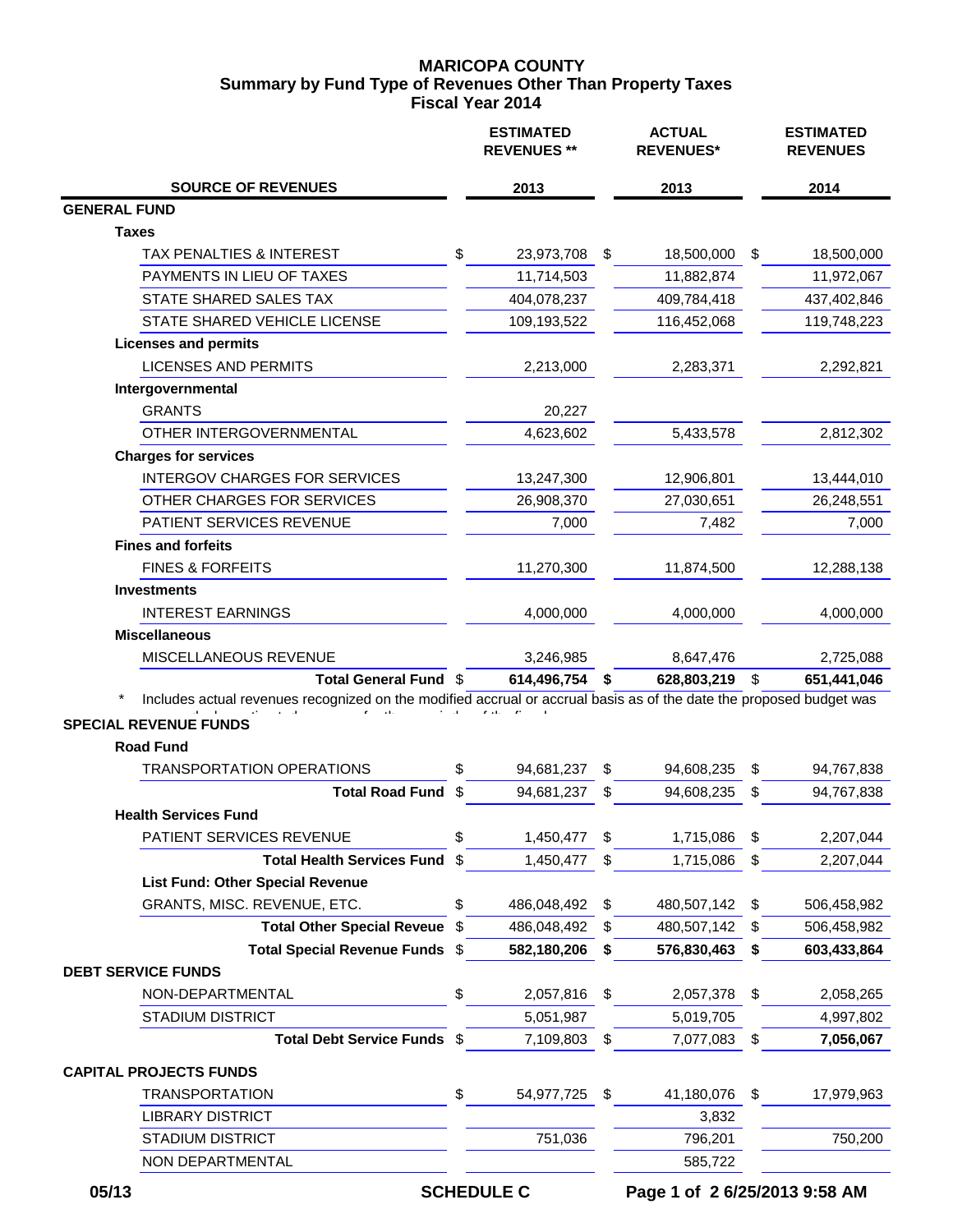# MARICOPA COUNTY
## Summary by Fund Type of Revenues Other Than Property Taxes
### Fiscal Year 2014

| SOURCE OF REVENUES | ESTIMATED REVENUES ** 2013 | ACTUAL REVENUES* 2013 | ESTIMATED REVENUES 2014 |
|---|---|---|---|
| **GENERAL FUND** | | | |
| **Taxes** | | | |
| TAX PENALTIES & INTEREST | $ 23,973,708 | $ 18,500,000 | $ 18,500,000 |
| PAYMENTS IN LIEU OF TAXES | 11,714,503 | 11,882,874 | 11,972,067 |
| STATE SHARED SALES TAX | 404,078,237 | 409,784,418 | 437,402,846 |
| STATE SHARED VEHICLE LICENSE | 109,193,522 | 116,452,068 | 119,748,223 |
| **Licenses and permits** | | | |
| LICENSES AND PERMITS | 2,213,000 | 2,283,371 | 2,292,821 |
| **Intergovernmental** | | | |
| GRANTS | 20,227 | | |
| OTHER INTERGOVERNMENTAL | 4,623,602 | 5,433,578 | 2,812,302 |
| **Charges for services** | | | |
| INTERGOV CHARGES FOR SERVICES | 13,247,300 | 12,906,801 | 13,444,010 |
| OTHER CHARGES FOR SERVICES | 26,908,370 | 27,030,651 | 26,248,551 |
| PATIENT SERVICES REVENUE | 7,000 | 7,482 | 7,000 |
| **Fines and forfeits** | | | |
| FINES & FORFEITS | 11,270,300 | 11,874,500 | 12,288,138 |
| **Investments** | | | |
| INTEREST EARNINGS | 4,000,000 | 4,000,000 | 4,000,000 |
| **Miscellaneous** | | | |
| MISCELLANEOUS REVENUE | 3,246,985 | 8,647,476 | 2,725,088 |
| **Total General Fund** | **$ 614,496,754** | **$ 628,803,219** | **$ 651,441,046** |

\* Includes actual revenues recognized on the modified accrual or accrual basis as of the date the proposed budget was ...

| SOURCE OF REVENUES | ESTIMATED REVENUES ** 2013 | ACTUAL REVENUES* 2013 | ESTIMATED REVENUES 2014 |
|---|---|---|---|
| **SPECIAL REVENUE FUNDS** | | | |
| **Road Fund** | | | |
| TRANSPORTATION OPERATIONS | $ 94,681,237 | $ 94,608,235 | $ 94,767,838 |
| **Total Road Fund** | $ 94,681,237 | $ 94,608,235 | $ 94,767,838 |
| **Health Services Fund** | | | |
| PATIENT SERVICES REVENUE | $ 1,450,477 | $ 1,715,086 | $ 2,207,044 |
| **Total Health Services Fund** | $ 1,450,477 | $ 1,715,086 | $ 2,207,044 |
| **List Fund: Other Special Revenue** | | | |
| GRANTS, MISC. REVENUE, ETC. | $ 486,048,492 | $ 480,507,142 | $ 506,458,982 |
| **Total Other Special Reveue** | $ 486,048,492 | $ 480,507,142 | $ 506,458,982 |
| **Total Special Revenue Funds** | **$ 582,180,206** | **$ 576,830,463** | **$ 603,433,864** |
| **DEBT SERVICE FUNDS** | | | |
| NON-DEPARTMENTAL | $ 2,057,816 | $ 2,057,378 | $ 2,058,265 |
| STADIUM DISTRICT | 5,051,987 | 5,019,705 | 4,997,802 |
| **Total Debt Service Funds** | $ 7,109,803 | $ 7,077,083 | **$ 7,056,067** |
| **CAPITAL PROJECTS FUNDS** | | | |
| TRANSPORTATION | $ 54,977,725 | $ 41,180,076 | $ 17,979,963 |
| LIBRARY DISTRICT | | 3,832 | |
| STADIUM DISTRICT | 751,036 | 796,201 | 750,200 |
| NON DEPARTMENTAL | | 585,722 | |

05/13 SCHEDULE C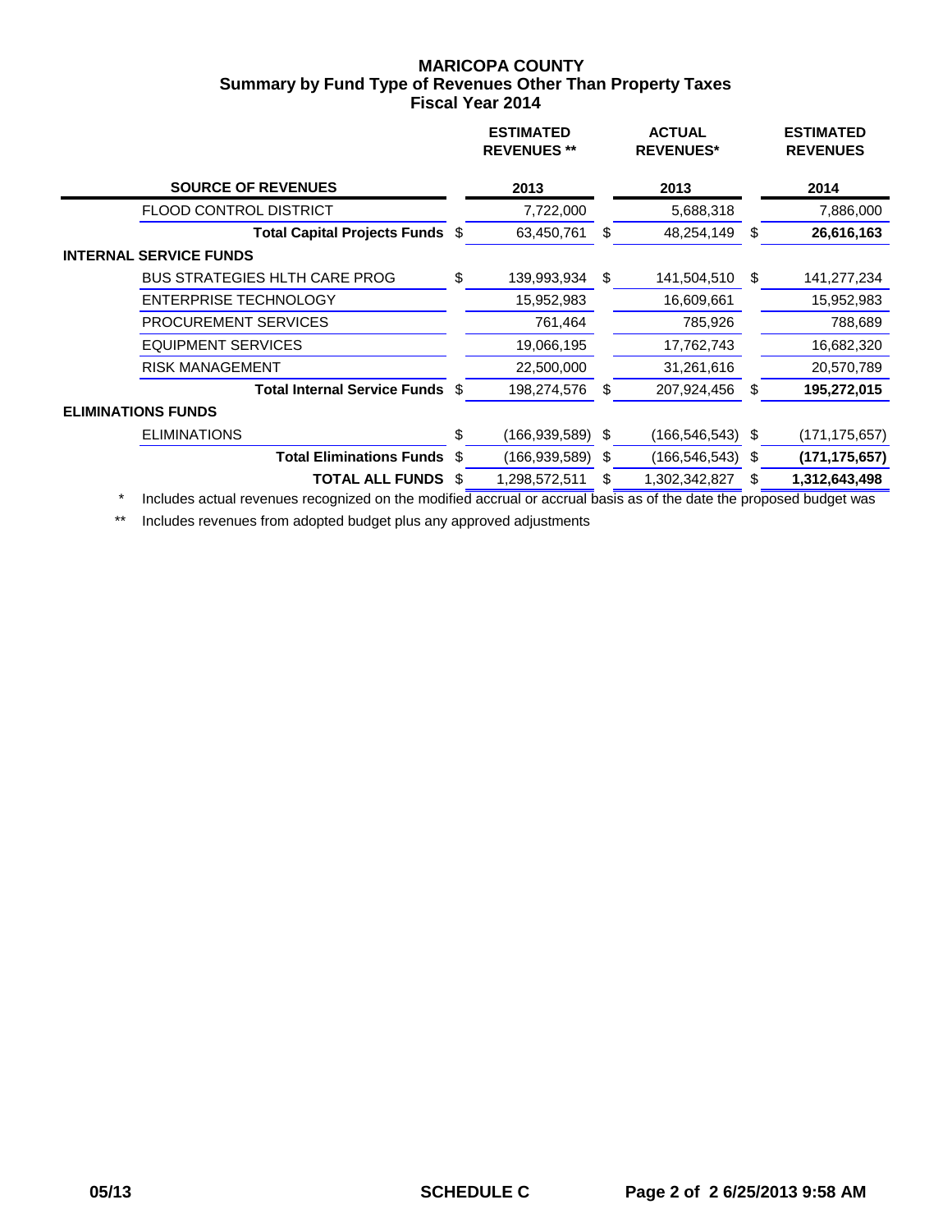# MARICOPA COUNTY
## Summary by Fund Type of Revenues Other Than Property Taxes
### Fiscal Year 2014

| SOURCE OF REVENUES | ESTIMATED REVENUES ** 2013 | ACTUAL REVENUES* 2013 | ESTIMATED REVENUES 2014 |
|---|---|---|---|
| FLOOD CONTROL DISTRICT | 7,722,000 | 5,688,318 | 7,886,000 |
| **Total Capital Projects Funds** | $ 63,450,761 | $ 48,254,149 | $ **26,616,163** |
| **INTERNAL SERVICE FUNDS** | | | |
| BUS STRATEGIES HLTH CARE PROG | $ 139,993,934 | $ 141,504,510 | $ 141,277,234 |
| ENTERPRISE TECHNOLOGY | 15,952,983 | 16,609,661 | 15,952,983 |
| PROCUREMENT SERVICES | 761,464 | 785,926 | 788,689 |
| EQUIPMENT SERVICES | 19,066,195 | 17,762,743 | 16,682,320 |
| RISK MANAGEMENT | 22,500,000 | 31,261,616 | 20,570,789 |
| **Total Internal Service Funds** | $ 198,274,576 | $ 207,924,456 | $ **195,272,015** |
| **ELIMINATIONS FUNDS** | | | |
| ELIMINATIONS | $ (166,939,589) | $ (166,546,543) | $ (171,175,657) |
| **Total Eliminations Funds** | $ (166,939,589) | $ (166,546,543) | $ **(171,175,657)** |
| **TOTAL ALL FUNDS** | $ 1,298,572,511 | $ 1,302,342,827 | $ **1,312,643,498** |

\* Includes actual revenues recognized on the modified accrual or accrual basis as of the date the proposed budget was

** Includes revenues from adopted budget plus any approved adjustments

05/13 SCHEDULE C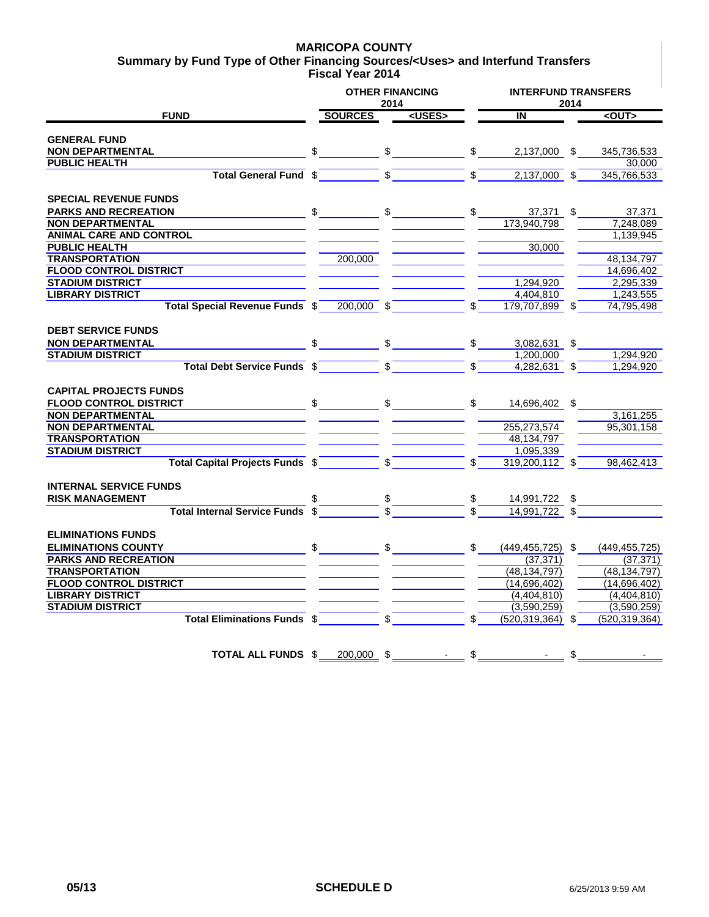# MARICOPA COUNTY
## Summary by Fund Type of Other Financing Sources/<Uses> and Interfund Transfers
### Fiscal Year 2014

| FUND | OTHER FINANCING 2014 SOURCES | OTHER FINANCING 2014 <USES> | INTERFUND TRANSFERS 2014 IN | INTERFUND TRANSFERS 2014 <OUT> |
|---|---|---|---|---|
| **GENERAL FUND** | | | | |
| **NON DEPARTMENTAL** | $ | $ | $ 2,137,000 | $ 345,736,533 |
| **PUBLIC HEALTH** | | | | 30,000 |
| **Total General Fund** | $ | $ | $ 2,137,000 | $ 345,766,533 |
| **SPECIAL REVENUE FUNDS** | | | | |
| **PARKS AND RECREATION** | $ | $ | $ 37,371 | $ 37,371 |
| **NON DEPARTMENTAL** | | | 173,940,798 | 7,248,089 |
| **ANIMAL CARE AND CONTROL** | | | | 1,139,945 |
| **PUBLIC HEALTH** | | | 30,000 | |
| **TRANSPORTATION** | 200,000 | | | 48,134,797 |
| **FLOOD CONTROL DISTRICT** | | | | 14,696,402 |
| **STADIUM DISTRICT** | | | 1,294,920 | 2,295,339 |
| **LIBRARY DISTRICT** | | | 4,404,810 | 1,243,555 |
| **Total Special Revenue Funds** | $ 200,000 | $ | $ 179,707,899 | $ 74,795,498 |
| **DEBT SERVICE FUNDS** | | | | |
| **NON DEPARTMENTAL** | $ | $ | $ 3,082,631 | $ |
| **STADIUM DISTRICT** | | | 1,200,000 | 1,294,920 |
| **Total Debt Service Funds** | $ | $ | $ 4,282,631 | $ 1,294,920 |
| **CAPITAL PROJECTS FUNDS** | | | | |
| **FLOOD CONTROL DISTRICT** | $ | $ | $ 14,696,402 | $ |
| **NON DEPARTMENTAL** | | | | 3,161,255 |
| **NON DEPARTMENTAL** | | | 255,273,574 | 95,301,158 |
| **TRANSPORTATION** | | | 48,134,797 | |
| **STADIUM DISTRICT** | | | 1,095,339 | |
| **Total Capital Projects Funds** | $ | $ | $ 319,200,112 | $ 98,462,413 |
| **INTERNAL SERVICE FUNDS** | | | | |
| **RISK MANAGEMENT** | $ | $ | $ 14,991,722 | $ |
| **Total Internal Service Funds** | $ | $ | $ 14,991,722 | $ |
| **ELIMINATIONS FUNDS** | | | | |
| **ELIMINATIONS COUNTY** | $ | $ | $ (449,455,725) | $ (449,455,725) |
| **PARKS AND RECREATION** | | | (37,371) | (37,371) |
| **TRANSPORTATION** | | | (48,134,797) | (48,134,797) |
| **FLOOD CONTROL DISTRICT** | | | (14,696,402) | (14,696,402) |
| **LIBRARY DISTRICT** | | | (4,404,810) | (4,404,810) |
| **STADIUM DISTRICT** | | | (3,590,259) | (3,590,259) |
| **Total Eliminations Funds** | $ | $ | $ (520,319,364) | $ (520,319,364) |
| **TOTAL ALL FUNDS** | $ 200,000 | $ - | $ - | $ - |

05/13 | **SCHEDULE D** | 6/25/2013 9:59 AM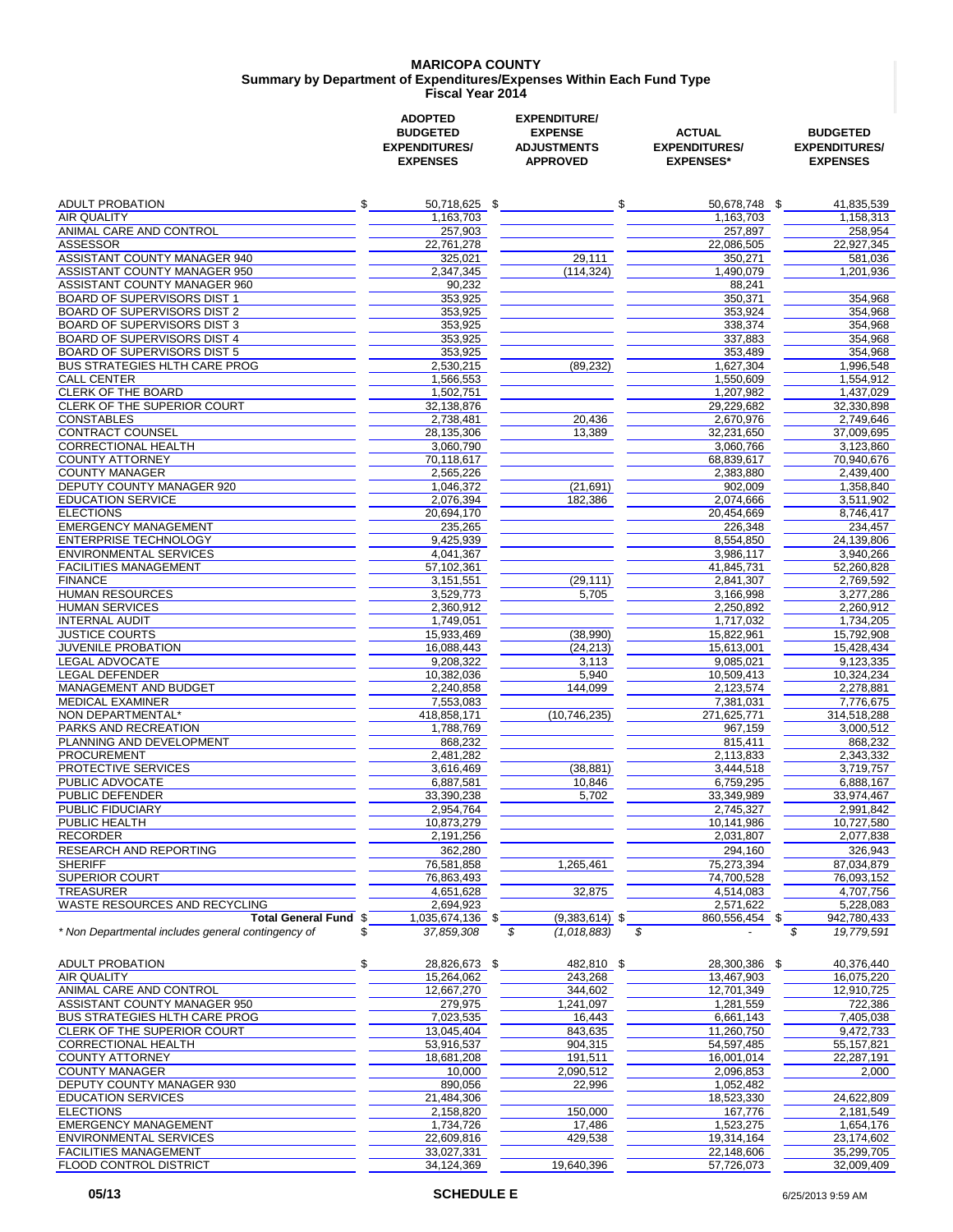# MARICOPA COUNTY
## Summary by Department of Expenditures/Expenses Within Each Fund Type
### Fiscal Year 2014

| | ADOPTED BUDGETED EXPENDITURES/ EXPENSES | EXPENDITURE/ EXPENSE ADJUSTMENTS APPROVED | ACTUAL EXPENDITURES/ EXPENSES* | BUDGETED EXPENDITURES/ EXPENSES |
|---|---|---|---|---|
| ADULT PROBATION | $ 50,718,625 | $ | $ 50,678,748 | $ 41,835,539 |
| AIR QUALITY | 1,163,703 | | 1,163,703 | 1,158,313 |
| ANIMAL CARE AND CONTROL | 257,903 | | 257,897 | 258,954 |
| ASSESSOR | 22,761,278 | | 22,086,505 | 22,927,345 |
| ASSISTANT COUNTY MANAGER 940 | 325,021 | 29,111 | 350,271 | 581,036 |
| ASSISTANT COUNTY MANAGER 950 | 2,347,345 | (114,324) | 1,490,079 | 1,201,936 |
| ASSISTANT COUNTY MANAGER 960 | 90,232 | | 88,241 | |
| BOARD OF SUPERVISORS DIST 1 | 353,925 | | 350,371 | 354,968 |
| BOARD OF SUPERVISORS DIST 2 | 353,925 | | 353,924 | 354,968 |
| BOARD OF SUPERVISORS DIST 3 | 353,925 | | 338,374 | 354,968 |
| BOARD OF SUPERVISORS DIST 4 | 353,925 | | 337,883 | 354,968 |
| BOARD OF SUPERVISORS DIST 5 | 353,925 | | 353,489 | 354,968 |
| BUS STRATEGIES HLTH CARE PROG | 2,530,215 | (89,232) | 1,627,304 | 1,996,548 |
| CALL CENTER | 1,566,553 | | 1,550,609 | 1,554,912 |
| CLERK OF THE BOARD | 1,502,751 | | 1,207,982 | 1,437,029 |
| CLERK OF THE SUPERIOR COURT | 32,138,876 | | 29,229,682 | 32,330,898 |
| CONSTABLES | 2,738,481 | 20,436 | 2,670,976 | 2,749,646 |
| CONTRACT COUNSEL | 28,135,306 | 13,389 | 32,231,650 | 37,009,695 |
| CORRECTIONAL HEALTH | 3,060,790 | | 3,060,766 | 3,123,860 |
| COUNTY ATTORNEY | 70,118,617 | | 68,839,617 | 70,940,676 |
| COUNTY MANAGER | 2,565,226 | | 2,383,880 | 2,439,400 |
| DEPUTY COUNTY MANAGER 920 | 1,046,372 | (21,691) | 902,009 | 1,358,840 |
| EDUCATION SERVICE | 2,076,394 | 182,386 | 2,074,666 | 3,511,902 |
| ELECTIONS | 20,694,170 | | 20,454,669 | 8,746,417 |
| EMERGENCY MANAGEMENT | 235,265 | | 226,348 | 234,457 |
| ENTERPRISE TECHNOLOGY | 9,425,939 | | 8,554,850 | 24,139,806 |
| ENVIRONMENTAL SERVICES | 4,041,367 | | 3,986,117 | 3,940,266 |
| FACILITIES MANAGEMENT | 57,102,361 | | 41,845,731 | 52,260,828 |
| FINANCE | 3,151,551 | (29,111) | 2,841,307 | 2,769,592 |
| HUMAN RESOURCES | 3,529,773 | 5,705 | 3,166,998 | 3,277,286 |
| HUMAN SERVICES | 2,360,912 | | 2,250,892 | 2,260,912 |
| INTERNAL AUDIT | 1,749,051 | | 1,717,032 | 1,734,205 |
| JUSTICE COURTS | 15,933,469 | (38,990) | 15,822,961 | 15,792,908 |
| JUVENILE PROBATION | 16,088,443 | (24,213) | 15,613,001 | 15,428,434 |
| LEGAL ADVOCATE | 9,208,322 | 3,113 | 9,085,021 | 9,123,335 |
| LEGAL DEFENDER | 10,382,036 | 5,940 | 10,509,413 | 10,324,234 |
| MANAGEMENT AND BUDGET | 2,240,858 | 144,099 | 2,123,574 | 2,278,881 |
| MEDICAL EXAMINER | 7,553,083 | | 7,381,031 | 7,776,675 |
| NON DEPARTMENTAL* | 418,858,171 | (10,746,235) | 271,625,771 | 314,518,288 |
| PARKS AND RECREATION | 1,788,769 | | 967,159 | 3,000,512 |
| PLANNING AND DEVELOPMENT | 868,232 | | 815,411 | 868,232 |
| PROCUREMENT | 2,481,282 | | 2,113,833 | 2,343,332 |
| PROTECTIVE SERVICES | 3,616,469 | (38,881) | 3,444,518 | 3,719,757 |
| PUBLIC ADVOCATE | 6,887,581 | 10,846 | 6,759,295 | 6,888,167 |
| PUBLIC DEFENDER | 33,390,238 | 5,702 | 33,349,989 | 33,974,467 |
| PUBLIC FIDUCIARY | 2,954,764 | | 2,745,327 | 2,991,842 |
| PUBLIC HEALTH | 10,873,279 | | 10,141,986 | 10,727,580 |
| RECORDER | 2,191,256 | | 2,031,807 | 2,077,838 |
| RESEARCH AND REPORTING | 362,280 | | 294,160 | 326,943 |
| SHERIFF | 76,581,858 | 1,265,461 | 75,273,394 | 87,034,879 |
| SUPERIOR COURT | 76,863,493 | | 74,700,528 | 76,093,152 |
| TREASURER | 4,651,628 | 32,875 | 4,514,083 | 4,707,756 |
| WASTE RESOURCES AND RECYCLING | 2,694,923 | | 2,571,622 | 5,228,083 |
| **Total General Fund** | $ 1,035,674,136 | $ (9,383,614) | $ 860,556,454 | $ 942,780,433 |
| *\* Non Departmental includes general contingency of* | *$ 37,859,308* | *$ (1,018,883)* | *$ -* | *$ 19,779,591* |
| | | | | |
| ADULT PROBATION | $ 28,826,673 | $ 482,810 | $ 28,300,386 | $ 40,376,440 |
| AIR QUALITY | 15,264,062 | 243,268 | 13,467,903 | 16,075,220 |
| ANIMAL CARE AND CONTROL | 12,667,270 | 344,602 | 12,701,349 | 12,910,725 |
| ASSISTANT COUNTY MANAGER 950 | 279,975 | 1,241,097 | 1,281,559 | 722,386 |
| BUS STRATEGIES HLTH CARE PROG | 7,023,535 | 16,443 | 6,661,143 | 7,405,038 |
| CLERK OF THE SUPERIOR COURT | 13,045,404 | 843,635 | 11,260,750 | 9,472,733 |
| CORRECTIONAL HEALTH | 53,916,537 | 904,315 | 54,597,485 | 55,157,821 |
| COUNTY ATTORNEY | 18,681,208 | 191,511 | 16,001,014 | 22,287,191 |
| COUNTY MANAGER | 10,000 | 2,090,512 | 2,096,853 | 2,000 |
| DEPUTY COUNTY MANAGER 930 | 890,056 | 22,996 | 1,052,482 | |
| EDUCATION SERVICES | 21,484,306 | | 18,523,330 | 24,622,809 |
| ELECTIONS | 2,158,820 | 150,000 | 167,776 | 2,181,549 |
| EMERGENCY MANAGEMENT | 1,734,726 | 17,486 | 1,523,275 | 1,654,176 |
| ENVIRONMENTAL SERVICES | 22,609,816 | 429,538 | 19,314,164 | 23,174,602 |
| FACILITIES MANAGEMENT | 33,027,331 | | 22,148,606 | 35,299,705 |
| FLOOD CONTROL DISTRICT | 34,124,369 | 19,640,396 | 57,726,073 | 32,009,409 |

SCHEDULE E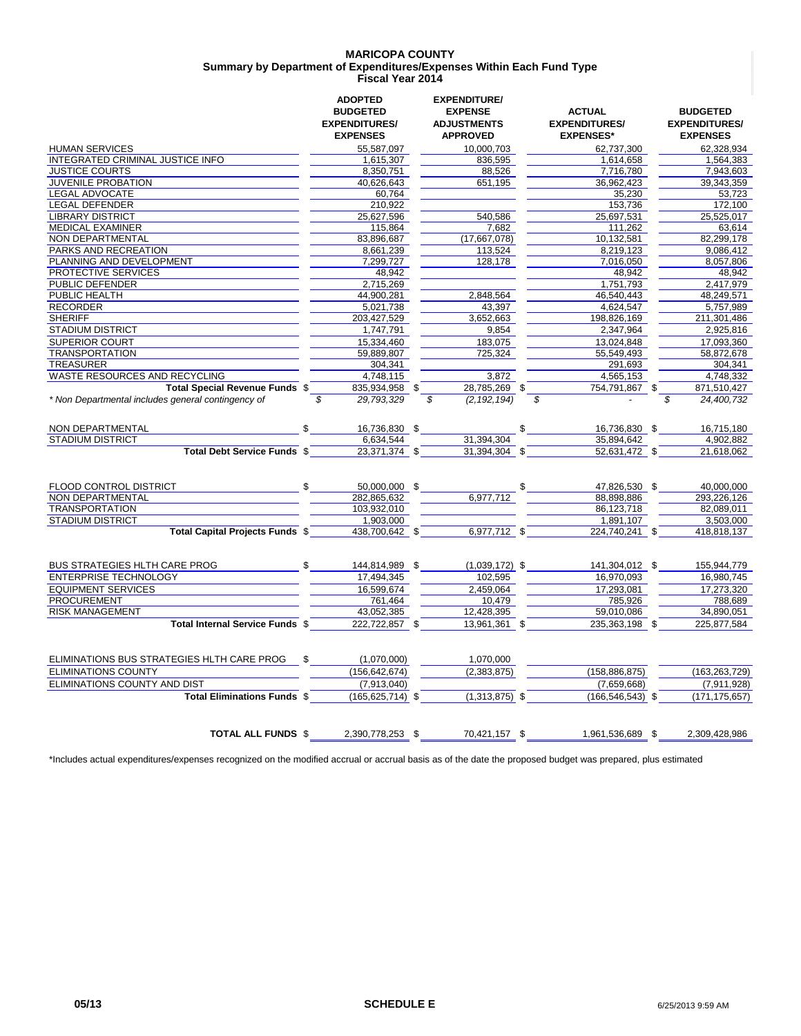# MARICOPA COUNTY
## Summary by Department of Expenditures/Expenses Within Each Fund Type
### Fiscal Year 2014

| | ADOPTED BUDGETED EXPENDITURES/ EXPENSES | EXPENDITURE/ EXPENSE ADJUSTMENTS APPROVED | ACTUAL EXPENDITURES/ EXPENSES* | BUDGETED EXPENDITURES/ EXPENSES |
|---|---|---|---|---|
| HUMAN SERVICES | 55,587,097 | 10,000,703 | 62,737,300 | 62,328,934 |
| INTEGRATED CRIMINAL JUSTICE INFO | 1,615,307 | 836,595 | 1,614,658 | 1,564,383 |
| JUSTICE COURTS | 8,350,751 | 88,526 | 7,716,780 | 7,943,603 |
| JUVENILE PROBATION | 40,626,643 | 651,195 | 36,962,423 | 39,343,359 |
| LEGAL ADVOCATE | 60,764 | | 35,230 | 53,723 |
| LEGAL DEFENDER | 210,922 | | 153,736 | 172,100 |
| LIBRARY DISTRICT | 25,627,596 | 540,586 | 25,697,531 | 25,525,017 |
| MEDICAL EXAMINER | 115,864 | 7,682 | 111,262 | 63,614 |
| NON DEPARTMENTAL | 83,896,687 | (17,667,078) | 10,132,581 | 82,299,178 |
| PARKS AND RECREATION | 8,661,239 | 113,524 | 8,219,123 | 9,086,412 |
| PLANNING AND DEVELOPMENT | 7,299,727 | 128,178 | 7,016,050 | 8,057,806 |
| PROTECTIVE SERVICES | 48,942 | | 48,942 | 48,942 |
| PUBLIC DEFENDER | 2,715,269 | | 1,751,793 | 2,417,979 |
| PUBLIC HEALTH | 44,900,281 | 2,848,564 | 46,540,443 | 48,249,571 |
| RECORDER | 5,021,738 | 43,397 | 4,624,547 | 5,757,989 |
| SHERIFF | 203,427,529 | 3,652,663 | 198,826,169 | 211,301,486 |
| STADIUM DISTRICT | 1,747,791 | 9,854 | 2,347,964 | 2,925,816 |
| SUPERIOR COURT | 15,334,460 | 183,075 | 13,024,848 | 17,093,360 |
| TRANSPORTATION | 59,889,807 | 725,324 | 55,549,493 | 58,872,678 |
| TREASURER | 304,341 | | 291,693 | 304,341 |
| WASTE RESOURCES AND RECYCLING | 4,748,115 | 3,872 | 4,565,153 | 4,748,332 |
| **Total Special Revenue Funds** | $ 835,934,958 | $ 28,785,269 | $ 754,791,867 | $ 871,510,427 |
| *\* Non Departmental includes general contingency of* | *$ 29,793,329* | *$ (2,192,194)* | *$ -* | *$ 24,400,732* |
| | | | | |
| NON DEPARTMENTAL | $ 16,736,830 | $ | $ 16,736,830 | $ 16,715,180 |
| STADIUM DISTRICT | 6,634,544 | 31,394,304 | 35,894,642 | 4,902,882 |
| **Total Debt Service Funds** | $ 23,371,374 | $ 31,394,304 | $ 52,631,472 | $ 21,618,062 |
| | | | | |
| FLOOD CONTROL DISTRICT | $ 50,000,000 | $ | $ 47,826,530 | $ 40,000,000 |
| NON DEPARTMENTAL | 282,865,632 | 6,977,712 | 88,898,886 | 293,226,126 |
| TRANSPORTATION | 103,932,010 | | 86,123,718 | 82,089,011 |
| STADIUM DISTRICT | 1,903,000 | | 1,891,107 | 3,503,000 |
| **Total Capital Projects Funds** | $ 438,700,642 | $ 6,977,712 | $ 224,740,241 | $ 418,818,137 |
| | | | | |
| BUS STRATEGIES HLTH CARE PROG | $ 144,814,989 | $ (1,039,172) | $ 141,304,012 | $ 155,944,779 |
| ENTERPRISE TECHNOLOGY | 17,494,345 | 102,595 | 16,970,093 | 16,980,745 |
| EQUIPMENT SERVICES | 16,599,674 | 2,459,064 | 17,293,081 | 17,273,320 |
| PROCUREMENT | 761,464 | 10,479 | 785,926 | 788,689 |
| RISK MANAGEMENT | 43,052,385 | 12,428,395 | 59,010,086 | 34,890,051 |
| **Total Internal Service Funds** | $ 222,722,857 | $ 13,961,361 | $ 235,363,198 | $ 225,877,584 |
| | | | | |
| ELIMINATIONS BUS STRATEGIES HLTH CARE PROG | $ (1,070,000) | 1,070,000 | | |
| ELIMINATIONS COUNTY | (156,642,674) | (2,383,875) | (158,886,875) | (163,263,729) |
| ELIMINATIONS COUNTY AND DIST | (7,913,040) | | (7,659,668) | (7,911,928) |
| **Total Eliminations Funds** | $ (165,625,714) | $ (1,313,875) | $ (166,546,543) | $ (171,175,657) |
| | | | | |
| **TOTAL ALL FUNDS** | $ 2,390,778,253 | $ 70,421,157 | $ 1,961,536,689 | $ 2,309,428,986 |

\*Includes actual expenditures/expenses recognized on the modified accrual or accrual basis as of the date the proposed budget was prepared, plus estimated

05/13 **SCHEDULE E** 6/25/2013 9:59 AM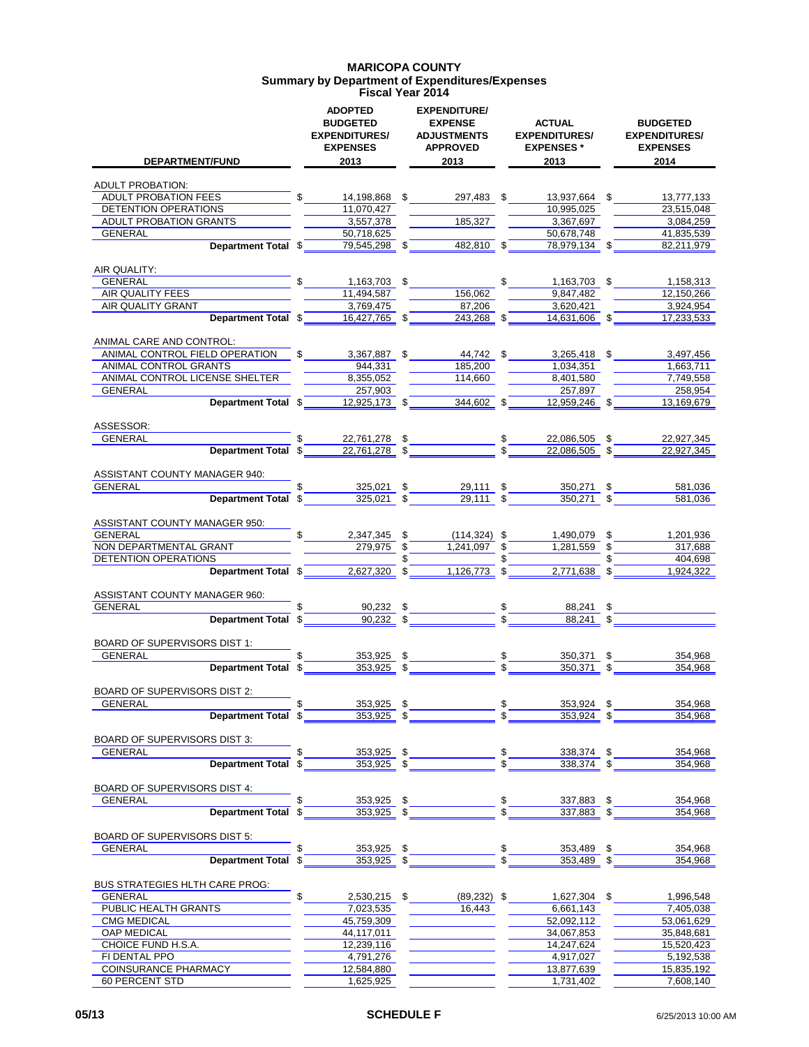# MARICOPA COUNTY
## Summary by Department of Expenditures/Expenses
### Fiscal Year 2014

| DEPARTMENT/FUND | ADOPTED BUDGETED EXPENDITURES/ EXPENSES 2013 | EXPENDITURE/ EXPENSE ADJUSTMENTS APPROVED 2013 | ACTUAL EXPENDITURES/ EXPENSES * 2013 | BUDGETED EXPENDITURES/ EXPENSES 2014 |
|---|---|---|---|---|
| ADULT PROBATION: | | | | |
| ADULT PROBATION FEES | $ 14,198,868 | $ 297,483 | $ 13,937,664 | $ 13,777,133 |
| DETENTION OPERATIONS | 11,070,427 | | 10,995,025 | 23,515,048 |
| ADULT PROBATION GRANTS | 3,557,378 | 185,327 | 3,367,697 | 3,084,259 |
| GENERAL | 50,718,625 | | 50,678,748 | 41,835,539 |
| **Department Total** | $ 79,545,298 | $ 482,810 | $ 78,979,134 | $ 82,211,979 |
| AIR QUALITY: | | | | |
| GENERAL | $ 1,163,703 | $ | $ 1,163,703 | $ 1,158,313 |
| AIR QUALITY FEES | 11,494,587 | 156,062 | 9,847,482 | 12,150,266 |
| AIR QUALITY GRANT | 3,769,475 | 87,206 | 3,620,421 | 3,924,954 |
| **Department Total** | $ 16,427,765 | $ 243,268 | $ 14,631,606 | $ 17,233,533 |
| ANIMAL CARE AND CONTROL: | | | | |
| ANIMAL CONTROL FIELD OPERATION | $ 3,367,887 | $ 44,742 | $ 3,265,418 | $ 3,497,456 |
| ANIMAL CONTROL GRANTS | 944,331 | 185,200 | 1,034,351 | 1,663,711 |
| ANIMAL CONTROL LICENSE SHELTER | 8,355,052 | 114,660 | 8,401,580 | 7,749,558 |
| GENERAL | 257,903 | | 257,897 | 258,954 |
| **Department Total** | $ 12,925,173 | $ 344,602 | $ 12,959,246 | $ 13,169,679 |
| ASSESSOR: | | | | |
| GENERAL | $ 22,761,278 | $ | $ 22,086,505 | $ 22,927,345 |
| **Department Total** | $ 22,761,278 | $ | $ 22,086,505 | $ 22,927,345 |
| ASSISTANT COUNTY MANAGER 940: | | | | |
| GENERAL | $ 325,021 | $ 29,111 | $ 350,271 | $ 581,036 |
| **Department Total** | $ 325,021 | $ 29,111 | $ 350,271 | $ 581,036 |
| ASSISTANT COUNTY MANAGER 950: | | | | |
| GENERAL | $ 2,347,345 | $ (114,324) | $ 1,490,079 | $ 1,201,936 |
| NON DEPARTMENTAL GRANT | 279,975 | $ 1,241,097 | $ 1,281,559 | $ 317,688 |
| DETENTION OPERATIONS | | $ | $ | $ 404,698 |
| **Department Total** | $ 2,627,320 | $ 1,126,773 | $ 2,771,638 | $ 1,924,322 |
| ASSISTANT COUNTY MANAGER 960: | | | | |
| GENERAL | $ 90,232 | $ | $ 88,241 | $ |
| **Department Total** | $ 90,232 | $ | $ 88,241 | $ |
| BOARD OF SUPERVISORS DIST 1: | | | | |
| GENERAL | $ 353,925 | $ | $ 350,371 | $ 354,968 |
| **Department Total** | $ 353,925 | $ | $ 350,371 | $ 354,968 |
| BOARD OF SUPERVISORS DIST 2: | | | | |
| GENERAL | $ 353,925 | $ | $ 353,924 | $ 354,968 |
| **Department Total** | $ 353,925 | $ | $ 353,924 | $ 354,968 |
| BOARD OF SUPERVISORS DIST 3: | | | | |
| GENERAL | $ 353,925 | $ | $ 338,374 | $ 354,968 |
| **Department Total** | $ 353,925 | $ | $ 338,374 | $ 354,968 |
| BOARD OF SUPERVISORS DIST 4: | | | | |
| GENERAL | $ 353,925 | $ | $ 337,883 | $ 354,968 |
| **Department Total** | $ 353,925 | $ | $ 337,883 | $ 354,968 |
| BOARD OF SUPERVISORS DIST 5: | | | | |
| GENERAL | $ 353,925 | $ | $ 353,489 | $ 354,968 |
| **Department Total** | $ 353,925 | $ | $ 353,489 | $ 354,968 |
| BUS STRATEGIES HLTH CARE PROG: | | | | |
| GENERAL | $ 2,530,215 | $ (89,232) | $ 1,627,304 | $ 1,996,548 |
| PUBLIC HEALTH GRANTS | 7,023,535 | 16,443 | 6,661,143 | 7,405,038 |
| CMG MEDICAL | 45,759,309 | | 52,092,112 | 53,061,629 |
| OAP MEDICAL | 44,117,011 | | 34,067,853 | 35,848,681 |
| CHOICE FUND H.S.A. | 12,239,116 | | 14,247,624 | 15,520,423 |
| FI DENTAL PPO | 4,791,276 | | 4,917,027 | 5,192,538 |
| COINSURANCE PHARMACY | 12,584,880 | | 13,877,639 | 15,835,192 |
| 60 PERCENT STD | 1,625,925 | | 1,731,402 | 7,608,140 |

05/13 SCHEDULE F 6/25/2013 10:00 AM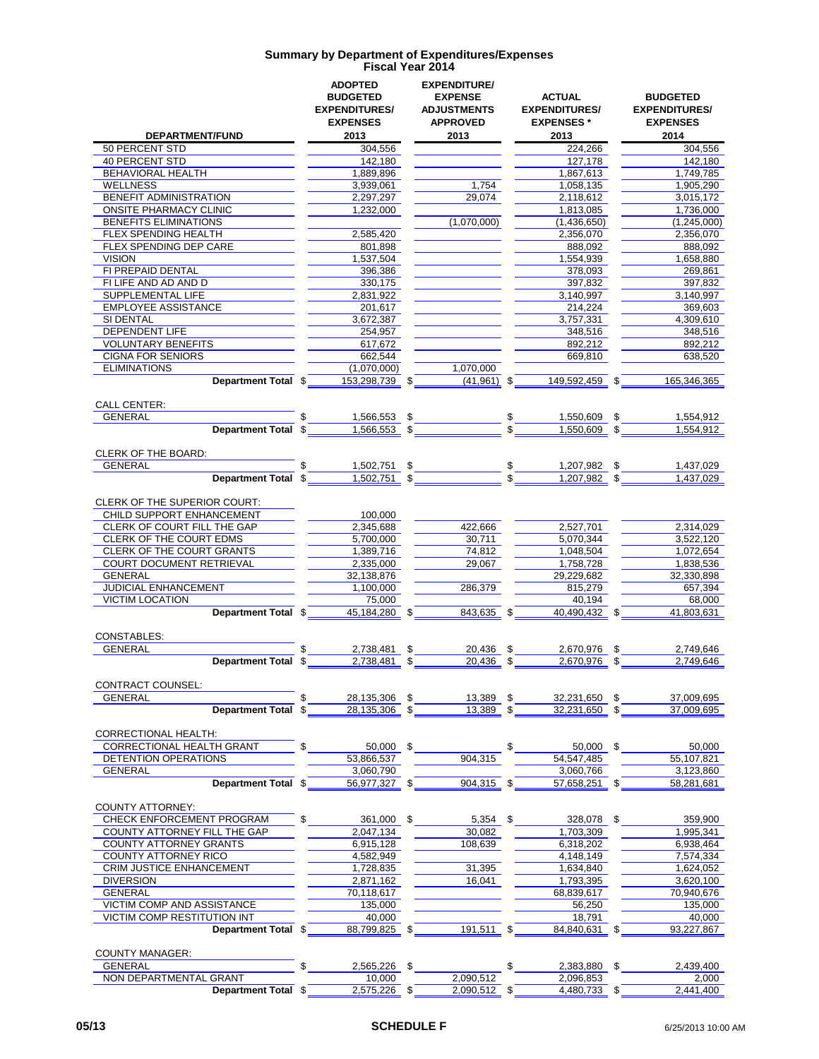# Summary by Department of Expenditures/Expenses
## Fiscal Year 2014

| DEPARTMENT/FUND | ADOPTED BUDGETED EXPENDITURES/ EXPENSES 2013 | EXPENDITURE/ EXPENSE ADJUSTMENTS APPROVED 2013 | ACTUAL EXPENDITURES/ EXPENSES * 2013 | BUDGETED EXPENDITURES/ EXPENSES 2014 |
|---|---|---|---|---|
| 50 PERCENT STD | 304,556 | | 224,266 | 304,556 |
| 40 PERCENT STD | 142,180 | | 127,178 | 142,180 |
| BEHAVIORAL HEALTH | 1,889,896 | | 1,867,613 | 1,749,785 |
| WELLNESS | 3,939,061 | 1,754 | 1,058,135 | 1,905,290 |
| BENEFIT ADMINISTRATION | 2,297,297 | 29,074 | 2,118,612 | 3,015,172 |
| ONSITE PHARMACY CLINIC | 1,232,000 | | 1,813,085 | 1,736,000 |
| BENEFITS ELIMINATIONS | | (1,070,000) | (1,436,650) | (1,245,000) |
| FLEX SPENDING HEALTH | 2,585,420 | | 2,356,070 | 2,356,070 |
| FLEX SPENDING DEP CARE | 801,898 | | 888,092 | 888,092 |
| VISION | 1,537,504 | | 1,554,939 | 1,658,880 |
| FI PREPAID DENTAL | 396,386 | | 378,093 | 269,861 |
| FI LIFE AND AD AND D | 330,175 | | 397,832 | 397,832 |
| SUPPLEMENTAL LIFE | 2,831,922 | | 3,140,997 | 3,140,997 |
| EMPLOYEE ASSISTANCE | 201,617 | | 214,224 | 369,603 |
| SI DENTAL | 3,672,387 | | 3,757,331 | 4,309,610 |
| DEPENDENT LIFE | 254,957 | | 348,516 | 348,516 |
| VOLUNTARY BENEFITS | 617,672 | | 892,212 | 892,212 |
| CIGNA FOR SENIORS | 662,544 | | 669,810 | 638,520 |
| ELIMINATIONS | (1,070,000) | 1,070,000 | | |
| **Department Total** | $ 153,298,739 | $ (41,961) | $ 149,592,459 | $ 165,346,365 |
| | | | | |
| CALL CENTER: | | | | |
| GENERAL | $ 1,566,553 | $ | $ 1,550,609 | $ 1,554,912 |
| **Department Total** | $ 1,566,553 | $ | $ 1,550,609 | $ 1,554,912 |
| | | | | |
| CLERK OF THE BOARD: | | | | |
| GENERAL | $ 1,502,751 | $ | $ 1,207,982 | $ 1,437,029 |
| **Department Total** | $ 1,502,751 | $ | $ 1,207,982 | $ 1,437,029 |
| | | | | |
| CLERK OF THE SUPERIOR COURT: | | | | |
| CHILD SUPPORT ENHANCEMENT | 100,000 | | | |
| CLERK OF COURT FILL THE GAP | 2,345,688 | 422,666 | 2,527,701 | 2,314,029 |
| CLERK OF THE COURT EDMS | 5,700,000 | 30,711 | 5,070,344 | 3,522,120 |
| CLERK OF THE COURT GRANTS | 1,389,716 | 74,812 | 1,048,504 | 1,072,654 |
| COURT DOCUMENT RETRIEVAL | 2,335,000 | 29,067 | 1,758,728 | 1,838,536 |
| GENERAL | 32,138,876 | | 29,229,682 | 32,330,898 |
| JUDICIAL ENHANCEMENT | 1,100,000 | 286,379 | 815,279 | 657,394 |
| VICTIM LOCATION | 75,000 | | 40,194 | 68,000 |
| **Department Total** | $ 45,184,280 | $ 843,635 | $ 40,490,432 | $ 41,803,631 |
| | | | | |
| CONSTABLES: | | | | |
| GENERAL | $ 2,738,481 | $ 20,436 | $ 2,670,976 | $ 2,749,646 |
| **Department Total** | $ 2,738,481 | $ 20,436 | $ 2,670,976 | $ 2,749,646 |
| | | | | |
| CONTRACT COUNSEL: | | | | |
| GENERAL | $ 28,135,306 | $ 13,389 | $ 32,231,650 | $ 37,009,695 |
| **Department Total** | $ 28,135,306 | $ 13,389 | $ 32,231,650 | $ 37,009,695 |
| | | | | |
| CORRECTIONAL HEALTH: | | | | |
| CORRECTIONAL HEALTH GRANT | $ 50,000 | $ | $ 50,000 | $ 50,000 |
| DETENTION OPERATIONS | 53,866,537 | 904,315 | 54,547,485 | 55,107,821 |
| GENERAL | 3,060,790 | | 3,060,766 | 3,123,860 |
| **Department Total** | $ 56,977,327 | $ 904,315 | $ 57,658,251 | $ 58,281,681 |
| | | | | |
| COUNTY ATTORNEY: | | | | |
| CHECK ENFORCEMENT PROGRAM | $ 361,000 | $ 5,354 | $ 328,078 | $ 359,900 |
| COUNTY ATTORNEY FILL THE GAP | 2,047,134 | 30,082 | 1,703,309 | 1,995,341 |
| COUNTY ATTORNEY GRANTS | 6,915,128 | 108,639 | 6,318,202 | 6,938,464 |
| COUNTY ATTORNEY RICO | 4,582,949 | | 4,148,149 | 7,574,334 |
| CRIM JUSTICE ENHANCEMENT | 1,728,835 | 31,395 | 1,634,840 | 1,624,052 |
| DIVERSION | 2,871,162 | 16,041 | 1,793,395 | 3,620,100 |
| GENERAL | 70,118,617 | | 68,839,617 | 70,940,676 |
| VICTIM COMP AND ASSISTANCE | 135,000 | | 56,250 | 135,000 |
| VICTIM COMP RESTITUTION INT | 40,000 | | 18,791 | 40,000 |
| **Department Total** | $ 88,799,825 | $ 191,511 | $ 84,840,631 | $ 93,227,867 |
| | | | | |
| COUNTY MANAGER: | | | | |
| GENERAL | $ 2,565,226 | $ | $ 2,383,880 | $ 2,439,400 |
| NON DEPARTMENTAL GRANT | 10,000 | 2,090,512 | 2,096,853 | 2,000 |
| **Department Total** | $ 2,575,226 | $ 2,090,512 | $ 4,480,733 | $ 2,441,400 |

05/13 SCHEDULE F 6/25/2013 10:00 AM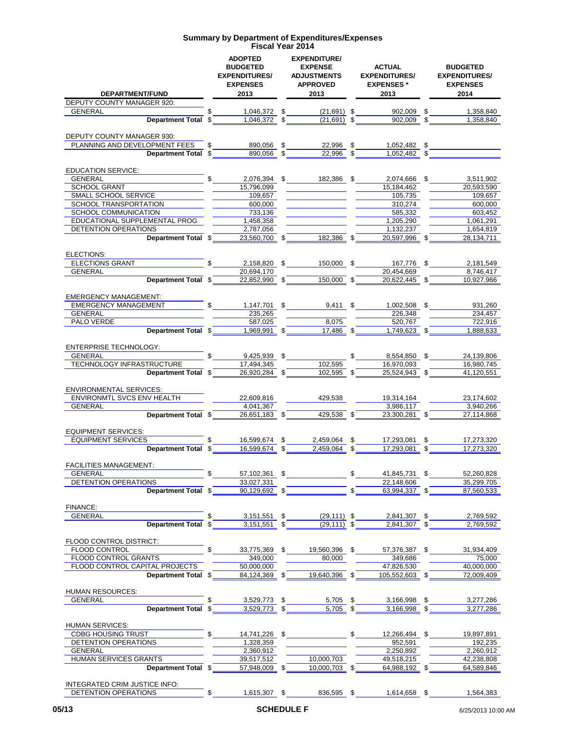# Summary by Department of Expenditures/Expenses
## Fiscal Year 2014

| DEPARTMENT/FUND | ADOPTED BUDGETED EXPENDITURES/ EXPENSES 2013 | EXPENDITURE/ EXPENSE ADJUSTMENTS APPROVED 2013 | ACTUAL EXPENDITURES/ EXPENSES * 2013 | BUDGETED EXPENDITURES/ EXPENSES 2014 |
|---|---|---|---|---|
| DEPUTY COUNTY MANAGER 920: | | | | |
| GENERAL | $ 1,046,372 | $ (21,691) | $ 902,009 | $ 1,358,840 |
| **Department Total** | $ 1,046,372 | $ (21,691) | $ 902,009 | $ 1,358,840 |
| DEPUTY COUNTY MANAGER 930: | | | | |
| PLANNING AND DEVELOPMENT FEES | $ 890,056 | $ 22,996 | $ 1,052,482 | $ |
| **Department Total** | $ 890,056 | $ 22,996 | $ 1,052,482 | $ |
| EDUCATION SERVICE: | | | | |
| GENERAL | $ 2,076,394 | $ 182,386 | $ 2,074,666 | $ 3,511,902 |
| SCHOOL GRANT | 15,796,099 | | 15,184,462 | 20,593,590 |
| SMALL SCHOOL SERVICE | 109,657 | | 105,735 | 109,657 |
| SCHOOL TRANSPORTATION | 600,000 | | 310,274 | 600,000 |
| SCHOOL COMMUNICATION | 733,136 | | 585,332 | 603,452 |
| EDUCATIONAL SUPPLEMENTAL PROG | 1,458,358 | | 1,205,290 | 1,061,291 |
| DETENTION OPERATIONS | 2,787,056 | | 1,132,237 | 1,654,819 |
| **Department Total** | $ 23,560,700 | $ 182,386 | $ 20,597,996 | $ 28,134,711 |
| ELECTIONS: | | | | |
| ELECTIONS GRANT | $ 2,158,820 | $ 150,000 | $ 167,776 | $ 2,181,549 |
| GENERAL | 20,694,170 | | 20,454,669 | 8,746,417 |
| **Department Total** | $ 22,852,990 | $ 150,000 | $ 20,622,445 | $ 10,927,966 |
| EMERGENCY MANAGEMENT: | | | | |
| EMERGENCY MANAGEMENT | $ 1,147,701 | $ 9,411 | $ 1,002,508 | $ 931,260 |
| GENERAL | 235,265 | | 226,348 | 234,457 |
| PALO VERDE | 587,025 | 8,075 | 520,767 | 722,916 |
| **Department Total** | $ 1,969,991 | $ 17,486 | $ 1,749,623 | $ 1,888,633 |
| ENTERPRISE TECHNOLOGY: | | | | |
| GENERAL | $ 9,425,939 | $ | $ 8,554,850 | $ 24,139,806 |
| TECHNOLOGY INFRASTRUCTURE | 17,494,345 | 102,595 | 16,970,093 | 16,980,745 |
| **Department Total** | $ 26,920,284 | $ 102,595 | $ 25,524,943 | $ 41,120,551 |
| ENVIRONMENTAL SERVICES: | | | | |
| ENVIRONMTL SVCS ENV HEALTH | 22,609,816 | 429,538 | 19,314,164 | 23,174,602 |
| GENERAL | 4,041,367 | | 3,986,117 | 3,940,266 |
| **Department Total** | $ 26,651,183 | $ 429,538 | $ 23,300,281 | $ 27,114,868 |
| EQUIPMENT SERVICES: | | | | |
| EQUIPMENT SERVICES | $ 16,599,674 | $ 2,459,064 | $ 17,293,081 | $ 17,273,320 |
| **Department Total** | $ 16,599,674 | $ 2,459,064 | $ 17,293,081 | $ 17,273,320 |
| FACILITIES MANAGEMENT: | | | | |
| GENERAL | $ 57,102,361 | $ | $ 41,845,731 | $ 52,260,828 |
| DETENTION OPERATIONS | 33,027,331 | | 22,148,606 | 35,299,705 |
| **Department Total** | $ 90,129,692 | $ | $ 63,994,337 | $ 87,560,533 |
| FINANCE: | | | | |
| GENERAL | $ 3,151,551 | $ (29,111) | $ 2,841,307 | $ 2,769,592 |
| **Department Total** | $ 3,151,551 | $ (29,111) | $ 2,841,307 | $ 2,769,592 |
| FLOOD CONTROL DISTRICT: | | | | |
| FLOOD CONTROL | $ 33,775,369 | $ 19,560,396 | $ 57,376,387 | $ 31,934,409 |
| FLOOD CONTROL GRANTS | 349,000 | 80,000 | 349,686 | 75,000 |
| FLOOD CONTROL CAPITAL PROJECTS | 50,000,000 | | 47,826,530 | 40,000,000 |
| **Department Total** | $ 84,124,369 | $ 19,640,396 | $ 105,552,603 | $ 72,009,409 |
| HUMAN RESOURCES: | | | | |
| GENERAL | $ 3,529,773 | $ 5,705 | $ 3,166,998 | $ 3,277,286 |
| **Department Total** | $ 3,529,773 | $ 5,705 | $ 3,166,998 | $ 3,277,286 |
| HUMAN SERVICES: | | | | |
| CDBG HOUSING TRUST | $ 14,741,226 | $ | $ 12,266,494 | $ 19,897,891 |
| DETENTION OPERATIONS | 1,328,359 | | 952,591 | 192,235 |
| GENERAL | 2,360,912 | | 2,250,892 | 2,260,912 |
| HUMAN SERVICES GRANTS | 39,517,512 | 10,000,703 | 49,518,215 | 42,238,808 |
| **Department Total** | $ 57,948,009 | $ 10,000,703 | $ 64,988,192 | $ 64,589,846 |
| INTEGRATED CRIM JUSTICE INFO: | | | | |
| DETENTION OPERATIONS | $ 1,615,307 | $ 836,595 | $ 1,614,658 | $ 1,564,383 |

05/13 SCHEDULE F 6/25/2013 10:00 AM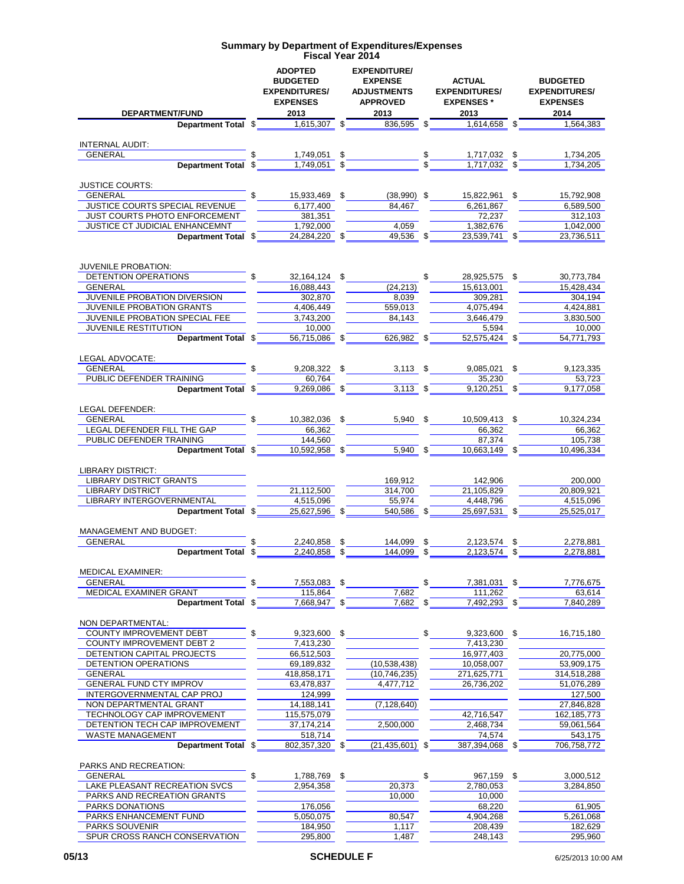## Summary by Department of Expenditures/Expenses
### Fiscal Year 2014

| DEPARTMENT/FUND | ADOPTED BUDGETED EXPENDITURES/ EXPENSES 2013 | EXPENDITURE/ EXPENSE ADJUSTMENTS APPROVED 2013 | ACTUAL EXPENDITURES/ EXPENSES * 2013 | BUDGETED EXPENDITURES/ EXPENSES 2014 |
|---|---|---|---|---|
| **Department Total** | $ 1,615,307 | $ 836,595 | $ 1,614,658 | $ 1,564,383 |
| | | | | |
| INTERNAL AUDIT: | | | | |
| GENERAL | $ 1,749,051 | $ | $ 1,717,032 | $ 1,734,205 |
| **Department Total** | $ 1,749,051 | $ | $ 1,717,032 | $ 1,734,205 |
| | | | | |
| JUSTICE COURTS: | | | | |
| GENERAL | $ 15,933,469 | $ (38,990) | $ 15,822,961 | $ 15,792,908 |
| JUSTICE COURTS SPECIAL REVENUE | 6,177,400 | 84,467 | 6,261,867 | 6,589,500 |
| JUST COURTS PHOTO ENFORCEMENT | 381,351 | | 72,237 | 312,103 |
| JUSTICE CT JUDICIAL ENHANCEMNT | 1,792,000 | 4,059 | 1,382,676 | 1,042,000 |
| **Department Total** | $ 24,284,220 | $ 49,536 | $ 23,539,741 | $ 23,736,511 |
| | | | | |
| JUVENILE PROBATION: | | | | |
| DETENTION OPERATIONS | $ 32,164,124 | $ | $ 28,925,575 | $ 30,773,784 |
| GENERAL | 16,088,443 | (24,213) | 15,613,001 | 15,428,434 |
| JUVENILE PROBATION DIVERSION | 302,870 | 8,039 | 309,281 | 304,194 |
| JUVENILE PROBATION GRANTS | 4,406,449 | 559,013 | 4,075,494 | 4,424,881 |
| JUVENILE PROBATION SPECIAL FEE | 3,743,200 | 84,143 | 3,646,479 | 3,830,500 |
| JUVENILE RESTITUTION | 10,000 | | 5,594 | 10,000 |
| **Department Total** | $ 56,715,086 | $ 626,982 | $ 52,575,424 | $ 54,771,793 |
| | | | | |
| LEGAL ADVOCATE: | | | | |
| GENERAL | $ 9,208,322 | $ 3,113 | $ 9,085,021 | $ 9,123,335 |
| PUBLIC DEFENDER TRAINING | 60,764 | | 35,230 | 53,723 |
| **Department Total** | $ 9,269,086 | $ 3,113 | $ 9,120,251 | $ 9,177,058 |
| | | | | |
| LEGAL DEFENDER: | | | | |
| GENERAL | $ 10,382,036 | $ 5,940 | $ 10,509,413 | $ 10,324,234 |
| LEGAL DEFENDER FILL THE GAP | 66,362 | | 66,362 | 66,362 |
| PUBLIC DEFENDER TRAINING | 144,560 | | 87,374 | 105,738 |
| **Department Total** | $ 10,592,958 | $ 5,940 | $ 10,663,149 | $ 10,496,334 |
| | | | | |
| LIBRARY DISTRICT: | | | | |
| LIBRARY DISTRICT GRANTS | | 169,912 | 142,906 | 200,000 |
| LIBRARY DISTRICT | 21,112,500 | 314,700 | 21,105,829 | 20,809,921 |
| LIBRARY INTERGOVERNMENTAL | 4,515,096 | 55,974 | 4,448,796 | 4,515,096 |
| **Department Total** | $ 25,627,596 | $ 540,586 | $ 25,697,531 | $ 25,525,017 |
| | | | | |
| MANAGEMENT AND BUDGET: | | | | |
| GENERAL | $ 2,240,858 | $ 144,099 | $ 2,123,574 | $ 2,278,881 |
| **Department Total** | $ 2,240,858 | $ 144,099 | $ 2,123,574 | $ 2,278,881 |
| | | | | |
| MEDICAL EXAMINER: | | | | |
| GENERAL | $ 7,553,083 | $ | $ 7,381,031 | $ 7,776,675 |
| MEDICAL EXAMINER GRANT | 115,864 | 7,682 | 111,262 | 63,614 |
| **Department Total** | $ 7,668,947 | $ 7,682 | $ 7,492,293 | $ 7,840,289 |
| | | | | |
| NON DEPARTMENTAL: | | | | |
| COUNTY IMPROVEMENT DEBT | $ 9,323,600 | $ | $ 9,323,600 | $ 16,715,180 |
| COUNTY IMPROVEMENT DEBT 2 | 7,413,230 | | 7,413,230 | |
| DETENTION CAPITAL PROJECTS | 66,512,503 | | 16,977,403 | 20,775,000 |
| DETENTION OPERATIONS | 69,189,832 | (10,538,438) | 10,058,007 | 53,909,175 |
| GENERAL | 418,858,171 | (10,746,235) | 271,625,771 | 314,518,288 |
| GENERAL FUND CTY IMPROV | 63,478,837 | 4,477,712 | 26,736,202 | 51,076,289 |
| INTERGOVERNMENTAL CAP PROJ | 124,999 | | | 127,500 |
| NON DEPARTMENTAL GRANT | 14,188,141 | (7,128,640) | | 27,846,828 |
| TECHNOLOGY CAP IMPROVEMENT | 115,575,079 | | 42,716,547 | 162,185,773 |
| DETENTION TECH CAP IMPROVEMENT | 37,174,214 | 2,500,000 | 2,468,734 | 59,061,564 |
| WASTE MANAGEMENT | 518,714 | | 74,574 | 543,175 |
| **Department Total** | $ 802,357,320 | $ (21,435,601) | $ 387,394,068 | $ 706,758,772 |
| | | | | |
| PARKS AND RECREATION: | | | | |
| GENERAL | $ 1,788,769 | $ | $ 967,159 | $ 3,000,512 |
| LAKE PLEASANT RECREATION SVCS | 2,954,358 | 20,373 | 2,780,053 | 3,284,850 |
| PARKS AND RECREATION GRANTS | | 10,000 | 10,000 | |
| PARKS DONATIONS | 176,056 | | 68,220 | 61,905 |
| PARKS ENHANCEMENT FUND | 5,050,075 | 80,547 | 4,904,268 | 5,261,068 |
| PARKS SOUVENIR | 184,950 | 1,117 | 208,439 | 182,629 |
| SPUR CROSS RANCH CONSERVATION | 295,800 | 1,487 | 248,143 | 295,960 |

05/13 SCHEDULE F 6/25/2013 10:00 AM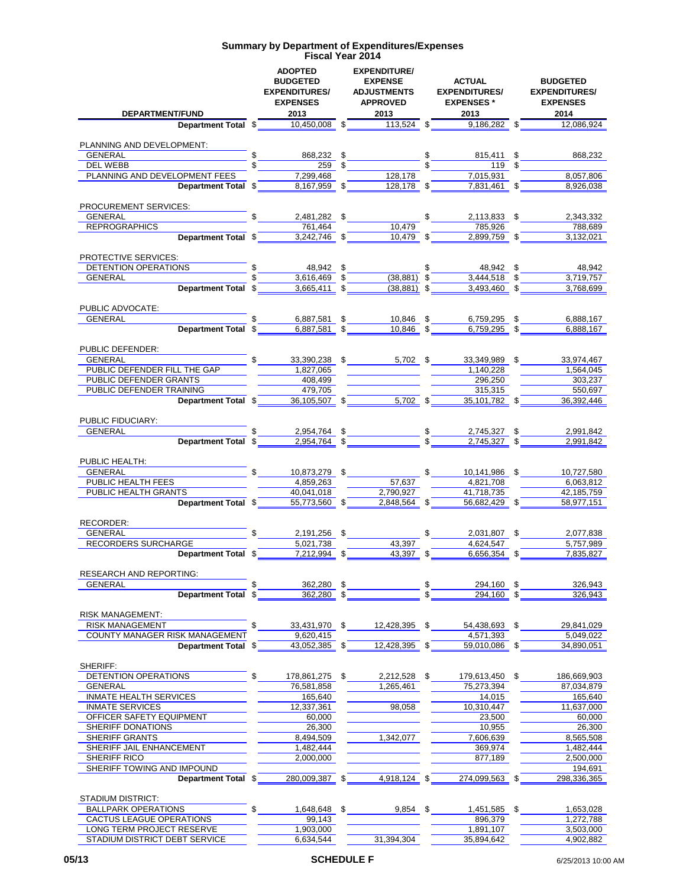# Summary by Department of Expenditures/Expenses
## Fiscal Year 2014

| DEPARTMENT/FUND | ADOPTED BUDGETED EXPENDITURES/ EXPENSES 2013 | EXPENDITURE/ EXPENSE ADJUSTMENTS APPROVED 2013 | ACTUAL EXPENDITURES/ EXPENSES * 2013 | BUDGETED EXPENDITURES/ EXPENSES 2014 |
|---|---|---|---|---|
| **Department Total** | $ 10,450,008 | $ 113,524 | $ 9,186,282 | $ 12,086,924 |
| PLANNING AND DEVELOPMENT: | | | | |
| GENERAL | $ 868,232 | $ | $ 815,411 | $ 868,232 |
| DEL WEBB | $ 259 | $ | $ 119 | $ |
| PLANNING AND DEVELOPMENT FEES | 7,299,468 | 128,178 | 7,015,931 | 8,057,806 |
| **Department Total** | $ 8,167,959 | $ 128,178 | $ 7,831,461 | $ 8,926,038 |
| PROCUREMENT SERVICES: | | | | |
| GENERAL | $ 2,481,282 | $ | $ 2,113,833 | $ 2,343,332 |
| REPROGRAPHICS | 761,464 | 10,479 | 785,926 | 788,689 |
| **Department Total** | $ 3,242,746 | $ 10,479 | $ 2,899,759 | $ 3,132,021 |
| PROTECTIVE SERVICES: | | | | |
| DETENTION OPERATIONS | $ 48,942 | $ | $ 48,942 | $ 48,942 |
| GENERAL | $ 3,616,469 | $ (38,881) | $ 3,444,518 | $ 3,719,757 |
| **Department Total** | $ 3,665,411 | $ (38,881) | $ 3,493,460 | $ 3,768,699 |
| PUBLIC ADVOCATE: | | | | |
| GENERAL | $ 6,887,581 | $ 10,846 | $ 6,759,295 | $ 6,888,167 |
| **Department Total** | $ 6,887,581 | $ 10,846 | $ 6,759,295 | $ 6,888,167 |
| PUBLIC DEFENDER: | | | | |
| GENERAL | $ 33,390,238 | $ 5,702 | $ 33,349,989 | $ 33,974,467 |
| PUBLIC DEFENDER FILL THE GAP | 1,827,065 | | 1,140,228 | 1,564,045 |
| PUBLIC DEFENDER GRANTS | 408,499 | | 296,250 | 303,237 |
| PUBLIC DEFENDER TRAINING | 479,705 | | 315,315 | 550,697 |
| **Department Total** | $ 36,105,507 | $ 5,702 | $ 35,101,782 | $ 36,392,446 |
| PUBLIC FIDUCIARY: | | | | |
| GENERAL | $ 2,954,764 | $ | $ 2,745,327 | $ 2,991,842 |
| **Department Total** | $ 2,954,764 | $ | $ 2,745,327 | $ 2,991,842 |
| PUBLIC HEALTH: | | | | |
| GENERAL | $ 10,873,279 | $ | $ 10,141,986 | $ 10,727,580 |
| PUBLIC HEALTH FEES | 4,859,263 | 57,637 | 4,821,708 | 6,063,812 |
| PUBLIC HEALTH GRANTS | 40,041,018 | 2,790,927 | 41,718,735 | 42,185,759 |
| **Department Total** | $ 55,773,560 | $ 2,848,564 | $ 56,682,429 | $ 58,977,151 |
| RECORDER: | | | | |
| GENERAL | $ 2,191,256 | $ | $ 2,031,807 | $ 2,077,838 |
| RECORDERS SURCHARGE | 5,021,738 | 43,397 | 4,624,547 | 5,757,989 |
| **Department Total** | $ 7,212,994 | $ 43,397 | $ 6,656,354 | $ 7,835,827 |
| RESEARCH AND REPORTING: | | | | |
| GENERAL | $ 362,280 | $ | $ 294,160 | $ 326,943 |
| **Department Total** | $ 362,280 | $ | $ 294,160 | $ 326,943 |
| RISK MANAGEMENT: | | | | |
| RISK MANAGEMENT | $ 33,431,970 | $ 12,428,395 | $ 54,438,693 | $ 29,841,029 |
| COUNTY MANAGER RISK MANAGEMENT | 9,620,415 | | 4,571,393 | 5,049,022 |
| **Department Total** | $ 43,052,385 | $ 12,428,395 | $ 59,010,086 | $ 34,890,051 |
| SHERIFF: | | | | |
| DETENTION OPERATIONS | $ 178,861,275 | $ 2,212,528 | $ 179,613,450 | $ 186,669,903 |
| GENERAL | 76,581,858 | 1,265,461 | 75,273,394 | 87,034,879 |
| INMATE HEALTH SERVICES | 165,640 | | 14,015 | 165,640 |
| INMATE SERVICES | 12,337,361 | 98,058 | 10,310,447 | 11,637,000 |
| OFFICER SAFETY EQUIPMENT | 60,000 | | 23,500 | 60,000 |
| SHERIFF DONATIONS | 26,300 | | 10,955 | 26,300 |
| SHERIFF GRANTS | 8,494,509 | 1,342,077 | 7,606,639 | 8,565,508 |
| SHERIFF JAIL ENHANCEMENT | 1,482,444 | | 369,974 | 1,482,444 |
| SHERIFF RICO | 2,000,000 | | 877,189 | 2,500,000 |
| SHERIFF TOWING AND IMPOUND | | | | 194,691 |
| **Department Total** | $ 280,009,387 | $ 4,918,124 | $ 274,099,563 | $ 298,336,365 |
| STADIUM DISTRICT: | | | | |
| BALLPARK OPERATIONS | $ 1,648,648 | $ 9,854 | $ 1,451,585 | $ 1,653,028 |
| CACTUS LEAGUE OPERATIONS | 99,143 | | 896,379 | 1,272,788 |
| LONG TERM PROJECT RESERVE | 1,903,000 | | 1,891,107 | 3,503,000 |
| STADIUM DISTRICT DEBT SERVICE | 6,634,544 | 31,394,304 | 35,894,642 | 4,902,882 |

05/13 SCHEDULE F 6/25/2013 10:00 AM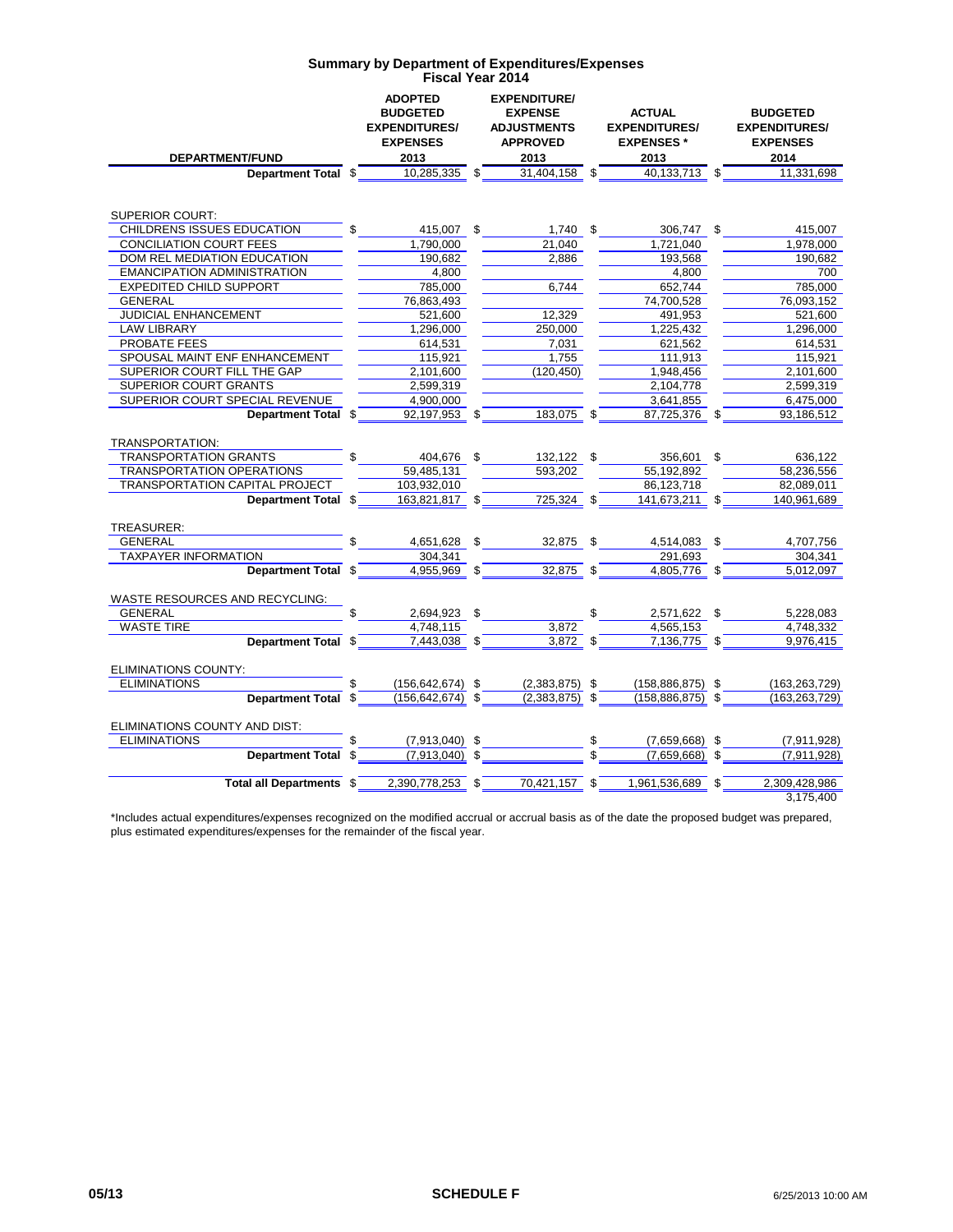## Summary by Department of Expenditures/Expenses
### Fiscal Year 2014

| DEPARTMENT/FUND | ADOPTED BUDGETED EXPENDITURES/ EXPENSES 2013 | EXPENDITURE/ EXPENSE ADJUSTMENTS APPROVED 2013 | ACTUAL EXPENDITURES/ EXPENSES * 2013 | BUDGETED EXPENDITURES/ EXPENSES 2014 |
|---|---|---|---|---|
| **Department Total** | $ 10,285,335 | $ 31,404,158 | $ 40,133,713 | $ 11,331,698 |
| | | | | |
| SUPERIOR COURT: | | | | |
| CHILDRENS ISSUES EDUCATION | $ 415,007 | $ 1,740 | $ 306,747 | $ 415,007 |
| CONCILIATION COURT FEES | 1,790,000 | 21,040 | 1,721,040 | 1,978,000 |
| DOM REL MEDIATION EDUCATION | 190,682 | 2,886 | 193,568 | 190,682 |
| EMANCIPATION ADMINISTRATION | 4,800 | | 4,800 | 700 |
| EXPEDITED CHILD SUPPORT | 785,000 | 6,744 | 652,744 | 785,000 |
| GENERAL | 76,863,493 | | 74,700,528 | 76,093,152 |
| JUDICIAL ENHANCEMENT | 521,600 | 12,329 | 491,953 | 521,600 |
| LAW LIBRARY | 1,296,000 | 250,000 | 1,225,432 | 1,296,000 |
| PROBATE FEES | 614,531 | 7,031 | 621,562 | 614,531 |
| SPOUSAL MAINT ENF ENHANCEMENT | 115,921 | 1,755 | 111,913 | 115,921 |
| SUPERIOR COURT FILL THE GAP | 2,101,600 | (120,450) | 1,948,456 | 2,101,600 |
| SUPERIOR COURT GRANTS | 2,599,319 | | 2,104,778 | 2,599,319 |
| SUPERIOR COURT SPECIAL REVENUE | 4,900,000 | | 3,641,855 | 6,475,000 |
| **Department Total** | $ 92,197,953 | $ 183,075 | $ 87,725,376 | $ 93,186,512 |
| | | | | |
| TRANSPORTATION: | | | | |
| TRANSPORTATION GRANTS | $ 404,676 | $ 132,122 | $ 356,601 | $ 636,122 |
| TRANSPORTATION OPERATIONS | 59,485,131 | 593,202 | 55,192,892 | 58,236,556 |
| TRANSPORTATION CAPITAL PROJECT | 103,932,010 | | 86,123,718 | 82,089,011 |
| **Department Total** | $ 163,821,817 | $ 725,324 | $ 141,673,211 | $ 140,961,689 |
| | | | | |
| TREASURER: | | | | |
| GENERAL | $ 4,651,628 | $ 32,875 | $ 4,514,083 | $ 4,707,756 |
| TAXPAYER INFORMATION | 304,341 | | 291,693 | 304,341 |
| **Department Total** | $ 4,955,969 | $ 32,875 | $ 4,805,776 | $ 5,012,097 |
| | | | | |
| WASTE RESOURCES AND RECYCLING: | | | | |
| GENERAL | $ 2,694,923 | $ | $ 2,571,622 | $ 5,228,083 |
| WASTE TIRE | 4,748,115 | 3,872 | 4,565,153 | 4,748,332 |
| **Department Total** | $ 7,443,038 | $ 3,872 | $ 7,136,775 | $ 9,976,415 |
| | | | | |
| ELIMINATIONS COUNTY: | | | | |
| ELIMINATIONS | $ (156,642,674) | $ (2,383,875) | $ (158,886,875) | $ (163,263,729) |
| **Department Total** | $ (156,642,674) | $ (2,383,875) | $ (158,886,875) | $ (163,263,729) |
| | | | | |
| ELIMINATIONS COUNTY AND DIST: | | | | |
| ELIMINATIONS | $ (7,913,040) | $ | $ (7,659,668) | $ (7,911,928) |
| **Department Total** | $ (7,913,040) | $ | $ (7,659,668) | $ (7,911,928) |
| | | | | |
| **Total all Departments** | $ 2,390,778,253 | $ 70,421,157 | $ 1,961,536,689 | $ 2,309,428,986 |
| | | | | 3,175,400 |

*Includes actual expenditures/expenses recognized on the modified accrual or accrual basis as of the date the proposed budget was prepared, plus estimated expenditures/expenses for the remainder of the fiscal year.

05/13 **SCHEDULE F** 6/25/2013 10:00 AM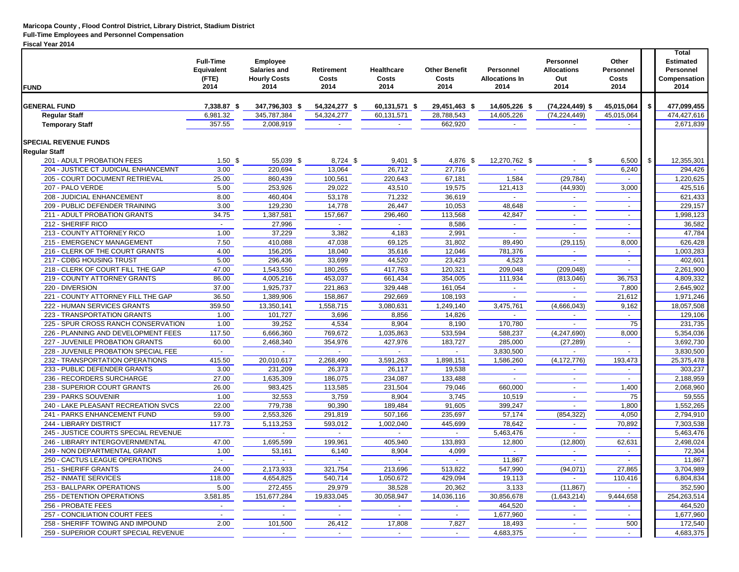**Maricopa County , Flood Control District, Library District, Stadium District**
**Full-Time Employees and Personnel Compensation**
**Fiscal Year 2014**

| FUND | Full-Time Equivalent (FTE) 2014 | Employee Salaries and Hourly Costs 2014 | Retirement Costs 2014 | Healthcare Costs 2014 | Other Benefit Costs 2014 | Personnel Allocations In 2014 | Personnel Allocations Out 2014 | Other Personnel Costs 2014 | Total Estimated Personnel Compensation 2014 |
|---|---|---|---|---|---|---|---|---|---|
| **GENERAL FUND** | **7,338.87 $** | **347,796,303 $** | **54,324,277 $** | **60,131,571 $** | **29,451,463 $** | **14,605,226 $** | **(74,224,449) $** | **45,015,064** | **$ 477,099,455** |
| **Regular Staff** | 6,981.32 | 345,787,384 | 54,324,277 | 60,131,571 | 28,788,543 | 14,605,226 | (74,224,449) | 45,015,064 | 474,427,616 |
| **Temporary Staff** | 357.55 | 2,008,919 | - | - | 662,920 | - | - | - | 2,671,839 |
| | | | | | | | | | |
| **SPECIAL REVENUE FUNDS** | | | | | | | | | |
| **Regular Staff** | | | | | | | | | |
| 201 - ADULT PROBATION FEES | 1.50 $ | 55,039 $ | 8,724 $ | 9,401 $ | 4,876 $ | 12,270,762 $ | - $ | 6,500 | $ 12,355,301 |
| 204 - JUSTICE CT JUDICIAL ENHANCEMNT | 3.00 | 220,694 | 13,064 | 26,712 | 27,716 | - | - | 6,240 | 294,426 |
| 205 - COURT DOCUMENT RETRIEVAL | 25.00 | 860,439 | 100,561 | 220,643 | 67,181 | 1,584 | (29,784) | - | 1,220,625 |
| 207 - PALO VERDE | 5.00 | 253,926 | 29,022 | 43,510 | 19,575 | 121,413 | (44,930) | 3,000 | 425,516 |
| 208 - JUDICIAL ENHANCEMENT | 8.00 | 460,404 | 53,178 | 71,232 | 36,619 | - | - | - | 621,433 |
| 209 - PUBLIC DEFENDER TRAINING | 3.00 | 129,230 | 14,778 | 26,447 | 10,053 | 48,648 | - | - | 229,157 |
| 211 - ADULT PROBATION GRANTS | 34.75 | 1,387,581 | 157,667 | 296,460 | 113,568 | 42,847 | - | - | 1,998,123 |
| 212 - SHERIFF RICO | - | 27,996 | - | - | 8,586 | - | - | - | 36,582 |
| 213 - COUNTY ATTORNEY RICO | 1.00 | 37,229 | 3,382 | 4,183 | 2,991 | - | - | - | 47,784 |
| 215 - EMERGENCY MANAGEMENT | 7.50 | 410,088 | 47,038 | 69,125 | 31,802 | 89,490 | (29,115) | 8,000 | 626,428 |
| 216 - CLERK OF THE COURT GRANTS | 4.00 | 156,205 | 18,040 | 35,616 | 12,046 | 781,376 | - | - | 1,003,283 |
| 217 - CDBG HOUSING TRUST | 5.00 | 296,436 | 33,699 | 44,520 | 23,423 | 4,523 | - | - | 402,601 |
| 218 - CLERK OF COURT FILL THE GAP | 47.00 | 1,543,550 | 180,265 | 417,763 | 120,321 | 209,048 | (209,048) | - | 2,261,900 |
| 219 - COUNTY ATTORNEY GRANTS | 86.00 | 4,005,216 | 453,037 | 661,434 | 354,005 | 111,934 | (813,046) | 36,753 | 4,809,332 |
| 220 - DIVERSION | 37.00 | 1,925,737 | 221,863 | 329,448 | 161,054 | - | - | 7,800 | 2,645,902 |
| 221 - COUNTY ATTORNEY FILL THE GAP | 36.50 | 1,389,906 | 158,867 | 292,669 | 108,193 | - | - | 21,612 | 1,971,246 |
| 222 - HUMAN SERVICES GRANTS | 359.50 | 13,350,141 | 1,558,715 | 3,080,631 | 1,249,140 | 3,475,761 | (4,666,043) | 9,162 | 18,057,508 |
| 223 - TRANSPORTATION GRANTS | 1.00 | 101,727 | 3,696 | 8,856 | 14,826 | - | - | - | 129,106 |
| 225 - SPUR CROSS RANCH CONSERVATION | 1.00 | 39,252 | 4,534 | 8,904 | 8,190 | 170,780 | - | 75 | 231,735 |
| 226 - PLANNING AND DEVELOPMENT FEES | 117.50 | 6,666,360 | 769,672 | 1,035,863 | 533,594 | 588,237 | (4,247,690) | 8,000 | 5,354,036 |
| 227 - JUVENILE PROBATION GRANTS | 60.00 | 2,468,340 | 354,976 | 427,976 | 183,727 | 285,000 | (27,289) | - | 3,692,730 |
| 228 - JUVENILE PROBATION SPECIAL FEE | - | - | - | - | - | 3,830,500 | - | - | 3,830,500 |
| 232 - TRANSPORTATION OPERATIONS | 415.50 | 20,010,617 | 2,268,490 | 3,591,263 | 1,898,151 | 1,586,260 | (4,172,776) | 193,473 | 25,375,478 |
| 233 - PUBLIC DEFENDER GRANTS | 3.00 | 231,209 | 26,373 | 26,117 | 19,538 | - | - | - | 303,237 |
| 236 - RECORDERS SURCHARGE | 27.00 | 1,635,309 | 186,075 | 234,087 | 133,488 | - | - | - | 2,188,959 |
| 238 - SUPERIOR COURT GRANTS | 26.00 | 983,425 | 113,585 | 231,504 | 79,046 | 660,000 | - | 1,400 | 2,068,960 |
| 239 - PARKS SOUVENIR | 1.00 | 32,553 | 3,759 | 8,904 | 3,745 | 10,519 | - | 75 | 59,555 |
| 240 - LAKE PLEASANT RECREATION SVCS | 22.00 | 779,738 | 90,390 | 189,484 | 91,605 | 399,247 | - | 1,800 | 1,552,265 |
| 241 - PARKS ENHANCEMENT FUND | 59.00 | 2,553,326 | 291,819 | 507,166 | 235,697 | 57,174 | (854,322) | 4,050 | 2,794,910 |
| 244 - LIBRARY DISTRICT | 117.73 | 5,113,253 | 593,012 | 1,002,040 | 445,699 | 78,642 | - | 70,892 | 7,303,538 |
| 245 - JUSTICE COURTS SPECIAL REVENUE | | - | - | - | - | 5,463,476 | - | - | 5,463,476 |
| 246 - LIBRARY INTERGOVERNMENTAL | 47.00 | 1,695,599 | 199,961 | 405,940 | 133,893 | 12,800 | (12,800) | 62,631 | 2,498,024 |
| 249 - NON DEPARTMENTAL GRANT | 1.00 | 53,161 | 6,140 | 8,904 | 4,099 | - | - | - | 72,304 |
| 250 - CACTUS LEAGUE OPERATIONS | - | - | - | - | - | 11,867 | - | - | 11,867 |
| 251 - SHERIFF GRANTS | 24.00 | 2,173,933 | 321,754 | 213,696 | 513,822 | 547,990 | (94,071) | 27,865 | 3,704,989 |
| 252 - INMATE SERVICES | 118.00 | 4,654,825 | 540,714 | 1,050,672 | 429,094 | 19,113 | - | 110,416 | 6,804,834 |
| 253 - BALLPARK OPERATIONS | 5.00 | 272,455 | 29,979 | 38,528 | 20,362 | 3,133 | (11,867) | - | 352,590 |
| 255 - DETENTION OPERATIONS | 3,581.85 | 151,677,284 | 19,833,045 | 30,058,947 | 14,036,116 | 30,856,678 | (1,643,214) | 9,444,658 | 254,263,514 |
| 256 - PROBATE FEES | - | - | - | - | - | 464,520 | - | - | 464,520 |
| 257 - CONCILIATION COURT FEES | - | - | - | - | - | 1,677,960 | - | - | 1,677,960 |
| 258 - SHERIFF TOWING AND IMPOUND | 2.00 | 101,500 | 26,412 | 17,808 | 7,827 | 18,493 | - | 500 | 172,540 |
| 259 - SUPERIOR COURT SPECIAL REVENUE | | - | - | - | - | 4,683,375 | - | - | 4,683,375 |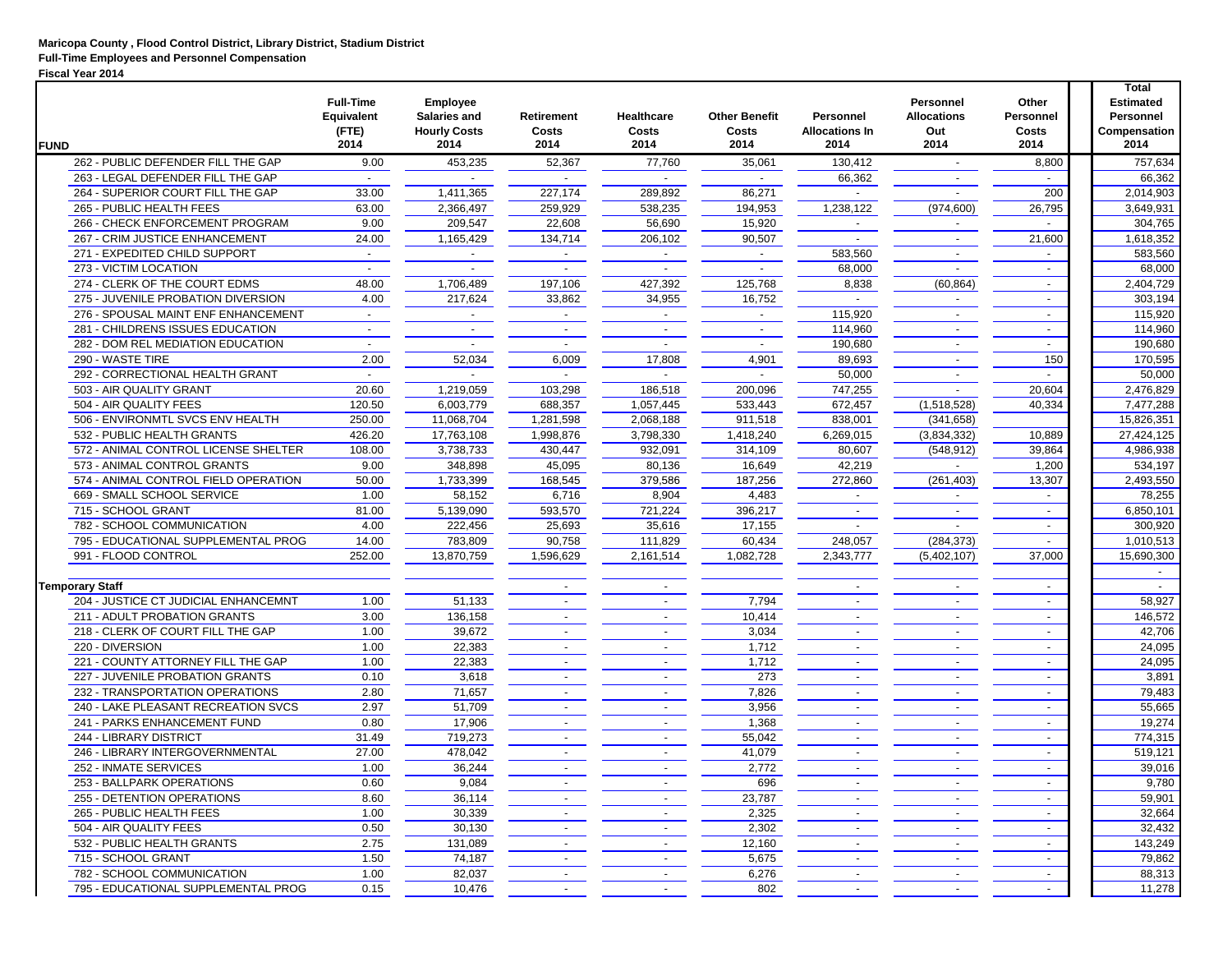**Maricopa County , Flood Control District, Library District, Stadium District**
**Full-Time Employees and Personnel Compensation**
**Fiscal Year 2014**

| FUND | Full-Time Equivalent (FTE) 2014 | Employee Salaries and Hourly Costs 2014 | Retirement Costs 2014 | Healthcare Costs 2014 | Other Benefit Costs 2014 | Personnel Allocations In 2014 | Personnel Allocations Out 2014 | Other Personnel Costs 2014 | Total Estimated Personnel Compensation 2014 |
|---|---|---|---|---|---|---|---|---|---|
| 262 - PUBLIC DEFENDER FILL THE GAP | 9.00 | 453,235 | 52,367 | 77,760 | 35,061 | 130,412 | - | 8,800 | 757,634 |
| 263 - LEGAL DEFENDER FILL THE GAP | - | - | - | - | - | 66,362 | - | - | 66,362 |
| 264 - SUPERIOR COURT FILL THE GAP | 33.00 | 1,411,365 | 227,174 | 289,892 | 86,271 | - | - | 200 | 2,014,903 |
| 265 - PUBLIC HEALTH FEES | 63.00 | 2,366,497 | 259,929 | 538,235 | 194,953 | 1,238,122 | (974,600) | 26,795 | 3,649,931 |
| 266 - CHECK ENFORCEMENT PROGRAM | 9.00 | 209,547 | 22,608 | 56,690 | 15,920 | - | - | - | 304,765 |
| 267 - CRIM JUSTICE ENHANCEMENT | 24.00 | 1,165,429 | 134,714 | 206,102 | 90,507 | - | - | 21,600 | 1,618,352 |
| 271 - EXPEDITED CHILD SUPPORT | - | - | - | - | - | 583,560 | - | - | 583,560 |
| 273 - VICTIM LOCATION | - | - | - | - | - | 68,000 | - | - | 68,000 |
| 274 - CLERK OF THE COURT EDMS | 48.00 | 1,706,489 | 197,106 | 427,392 | 125,768 | 8,838 | (60,864) | - | 2,404,729 |
| 275 - JUVENILE PROBATION DIVERSION | 4.00 | 217,624 | 33,862 | 34,955 | 16,752 | - | - | - | 303,194 |
| 276 - SPOUSAL MAINT ENF ENHANCEMENT | - | - | - | - | - | 115,920 | - | - | 115,920 |
| 281 - CHILDRENS ISSUES EDUCATION | - | - | - | - | - | 114,960 | - | - | 114,960 |
| 282 - DOM REL MEDIATION EDUCATION | - | - | - | - | - | 190,680 | - | - | 190,680 |
| 290 - WASTE TIRE | 2.00 | 52,034 | 6,009 | 17,808 | 4,901 | 89,693 | - | 150 | 170,595 |
| 292 - CORRECTIONAL HEALTH GRANT | - | - | - | - | - | 50,000 | - | - | 50,000 |
| 503 - AIR QUALITY GRANT | 20.60 | 1,219,059 | 103,298 | 186,518 | 200,096 | 747,255 | - | 20,604 | 2,476,829 |
| 504 - AIR QUALITY FEES | 120.50 | 6,003,779 | 688,357 | 1,057,445 | 533,443 | 672,457 | (1,518,528) | 40,334 | 7,477,288 |
| 506 - ENVIRONMTL SVCS ENV HEALTH | 250.00 | 11,068,704 | 1,281,598 | 2,068,188 | 911,518 | 838,001 | (341,658) | | 15,826,351 |
| 532 - PUBLIC HEALTH GRANTS | 426.20 | 17,763,108 | 1,998,876 | 3,798,330 | 1,418,240 | 6,269,015 | (3,834,332) | 10,889 | 27,424,125 |
| 572 - ANIMAL CONTROL LICENSE SHELTER | 108.00 | 3,738,733 | 430,447 | 932,091 | 314,109 | 80,607 | (548,912) | 39,864 | 4,986,938 |
| 573 - ANIMAL CONTROL GRANTS | 9.00 | 348,898 | 45,095 | 80,136 | 16,649 | 42,219 | - | 1,200 | 534,197 |
| 574 - ANIMAL CONTROL FIELD OPERATION | 50.00 | 1,733,399 | 168,545 | 379,586 | 187,256 | 272,860 | (261,403) | 13,307 | 2,493,550 |
| 669 - SMALL SCHOOL SERVICE | 1.00 | 58,152 | 6,716 | 8,904 | 4,483 | - | - | - | 78,255 |
| 715 - SCHOOL GRANT | 81.00 | 5,139,090 | 593,570 | 721,224 | 396,217 | - | - | - | 6,850,101 |
| 782 - SCHOOL COMMUNICATION | 4.00 | 222,456 | 25,693 | 35,616 | 17,155 | - | - | - | 300,920 |
| 795 - EDUCATIONAL SUPPLEMENTAL PROG | 14.00 | 783,809 | 90,758 | 111,829 | 60,434 | 248,057 | (284,373) | - | 1,010,513 |
| 991 - FLOOD CONTROL | 252.00 | 13,870,759 | 1,596,629 | 2,161,514 | 1,082,728 | 2,343,777 | (5,402,107) | 37,000 | 15,690,300 |
| | | | | | | | | | - |
| **Temporary Staff** | | | - | - | | - | - | - | - |
| 204 - JUSTICE CT JUDICIAL ENHANCEMNT | 1.00 | 51,133 | - | - | 7,794 | - | - | - | 58,927 |
| 211 - ADULT PROBATION GRANTS | 3.00 | 136,158 | - | - | 10,414 | - | - | - | 146,572 |
| 218 - CLERK OF COURT FILL THE GAP | 1.00 | 39,672 | - | - | 3,034 | - | - | - | 42,706 |
| 220 - DIVERSION | 1.00 | 22,383 | - | - | 1,712 | - | - | - | 24,095 |
| 221 - COUNTY ATTORNEY FILL THE GAP | 1.00 | 22,383 | - | - | 1,712 | - | - | - | 24,095 |
| 227 - JUVENILE PROBATION GRANTS | 0.10 | 3,618 | - | - | 273 | - | - | - | 3,891 |
| 232 - TRANSPORTATION OPERATIONS | 2.80 | 71,657 | - | - | 7,826 | - | - | - | 79,483 |
| 240 - LAKE PLEASANT RECREATION SVCS | 2.97 | 51,709 | - | - | 3,956 | - | - | - | 55,665 |
| 241 - PARKS ENHANCEMENT FUND | 0.80 | 17,906 | - | - | 1,368 | - | - | - | 19,274 |
| 244 - LIBRARY DISTRICT | 31.49 | 719,273 | - | - | 55,042 | - | - | - | 774,315 |
| 246 - LIBRARY INTERGOVERNMENTAL | 27.00 | 478,042 | - | - | 41,079 | - | - | - | 519,121 |
| 252 - INMATE SERVICES | 1.00 | 36,244 | - | - | 2,772 | - | - | - | 39,016 |
| 253 - BALLPARK OPERATIONS | 0.60 | 9,084 | - | - | 696 | - | - | - | 9,780 |
| 255 - DETENTION OPERATIONS | 8.60 | 36,114 | - | - | 23,787 | - | - | - | 59,901 |
| 265 - PUBLIC HEALTH FEES | 1.00 | 30,339 | - | - | 2,325 | - | - | - | 32,664 |
| 504 - AIR QUALITY FEES | 0.50 | 30,130 | - | - | 2,302 | - | - | - | 32,432 |
| 532 - PUBLIC HEALTH GRANTS | 2.75 | 131,089 | - | - | 12,160 | - | - | - | 143,249 |
| 715 - SCHOOL GRANT | 1.50 | 74,187 | - | - | 5,675 | - | - | - | 79,862 |
| 782 - SCHOOL COMMUNICATION | 1.00 | 82,037 | - | - | 6,276 | - | - | - | 88,313 |
| 795 - EDUCATIONAL SUPPLEMENTAL PROG | 0.15 | 10,476 | - | - | 802 | - | - | - | 11,278 |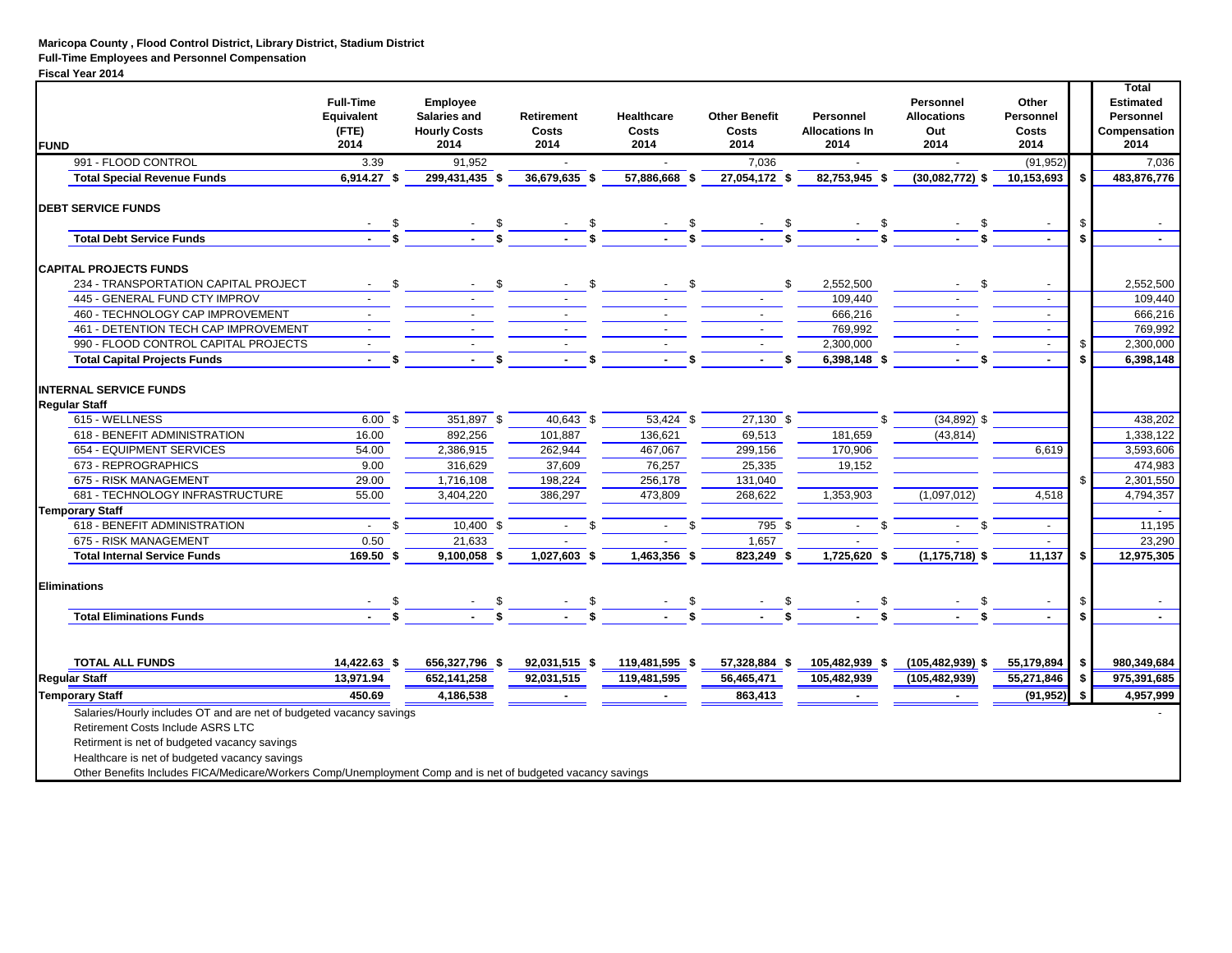**Maricopa County , Flood Control District, Library District, Stadium District**

**Full-Time Employees and Personnel Compensation**

**Fiscal Year 2014**

| FUND | Full-Time Equivalent (FTE) 2014 | Employee Salaries and Hourly Costs 2014 | Retirement Costs 2014 | Healthcare Costs 2014 | Other Benefit Costs 2014 | Personnel Allocations In 2014 | Personnel Allocations Out 2014 | Other Personnel Costs 2014 | Total Estimated Personnel Compensation 2014 |
|---|---|---|---|---|---|---|---|---|---|
| 991 - FLOOD CONTROL | 3.39 | 91,952 | - | - | 7,036 | - | - | (91,952) | 7,036 |
| **Total Special Revenue Funds** | **6,914.27 $** | **299,431,435 $** | **36,679,635 $** | **57,886,668 $** | **27,054,172 $** | **82,753,945 $** | **(30,082,772) $** | **10,153,693** | **$ 483,876,776** |
| **DEBT SERVICE FUNDS** | | | | | | | | | |
| | - $ | - $ | - $ | - $ | - $ | - $ | - $ | - | $ - |
| **Total Debt Service Funds** | **- $** | **- $** | **- $** | **- $** | **- $** | **- $** | **- $** | **-** | **$ -** |
| **CAPITAL PROJECTS FUNDS** | | | | | | | | | |
| 234 - TRANSPORTATION CAPITAL PROJECT | - $ | - $ | - $ | - $ | $ | 2,552,500 | - $ | - | 2,552,500 |
| 445 - GENERAL FUND CTY IMPROV | - | - | - | - | - | 109,440 | - | - | 109,440 |
| 460 - TECHNOLOGY CAP IMPROVEMENT | - | - | - | - | - | 666,216 | - | - | 666,216 |
| 461 - DETENTION TECH CAP IMPROVEMENT | - | - | - | - | - | 769,992 | - | - | 769,992 |
| 990 - FLOOD CONTROL CAPITAL PROJECTS | - | - | - | - | - | 2,300,000 | - | - | $ 2,300,000 |
| **Total Capital Projects Funds** | **- $** | **- $** | **- $** | **- $** | **- $** | **6,398,148 $** | **- $** | **-** | **$ 6,398,148** |
| **INTERNAL SERVICE FUNDS** | | | | | | | | | |
| **Regular Staff** | | | | | | | | | |
| 615 - WELLNESS | 6.00 $ | 351,897 $ | 40,643 $ | 53,424 $ | 27,130 $ | $ | (34,892) $ | | 438,202 |
| 618 - BENEFIT ADMINISTRATION | 16.00 | 892,256 | 101,887 | 136,621 | 69,513 | 181,659 | (43,814) | | 1,338,122 |
| 654 - EQUIPMENT SERVICES | 54.00 | 2,386,915 | 262,944 | 467,067 | 299,156 | 170,906 | | 6,619 | 3,593,606 |
| 673 - REPROGRAPHICS | 9.00 | 316,629 | 37,609 | 76,257 | 25,335 | 19,152 | | | 474,983 |
| 675 - RISK MANAGEMENT | 29.00 | 1,716,108 | 198,224 | 256,178 | 131,040 | | | | $ 2,301,550 |
| 681 - TECHNOLOGY INFRASTRUCTURE | 55.00 | 3,404,220 | 386,297 | 473,809 | 268,622 | 1,353,903 | (1,097,012) | 4,518 | 4,794,357 |
| **Temporary Staff** | | | | | | | | | - |
| 618 - BENEFIT ADMINISTRATION | - $ | 10,400 $ | - $ | - $ | 795 $ | - $ | - $ | - | 11,195 |
| 675 - RISK MANAGEMENT | 0.50 | 21,633 | - | - | 1,657 | - | - | - | 23,290 |
| **Total Internal Service Funds** | **169.50 $** | **9,100,058 $** | **1,027,603 $** | **1,463,356 $** | **823,249 $** | **1,725,620 $** | **(1,175,718) $** | **11,137** | **$ 12,975,305** |
| **Eliminations** | | | | | | | | | |
| | - $ | - $ | - $ | - $ | - $ | - $ | - $ | - | $ - |
| **Total Eliminations Funds** | **- $** | **- $** | **- $** | **- $** | **- $** | **- $** | **- $** | **-** | **$ -** |
| **TOTAL ALL FUNDS** | **14,422.63 $** | **656,327,796 $** | **92,031,515 $** | **119,481,595 $** | **57,328,884 $** | **105,482,939 $** | **(105,482,939) $** | **55,179,894** | **$ 980,349,684** |
| **Regular Staff** | **13,971.94** | **652,141,258** | **92,031,515** | **119,481,595** | **56,465,471** | **105,482,939** | **(105,482,939)** | **55,271,846** | **$ 975,391,685** |
| **Temporary Staff** | **450.69** | **4,186,538** | **-** | **-** | **863,413** | **-** | **-** | **(91,952)** | **$ 4,957,999** |
| | | | | | | | | | - |

Salaries/Hourly includes OT and are net of budgeted vacancy savings

Retirement Costs Include ASRS LTC

Retirment is net of budgeted vacancy savings

Healthcare is net of budgeted vacancy savings

Other Benefits Includes FICA/Medicare/Workers Comp/Unemployment Comp and is net of budgeted vacancy savings